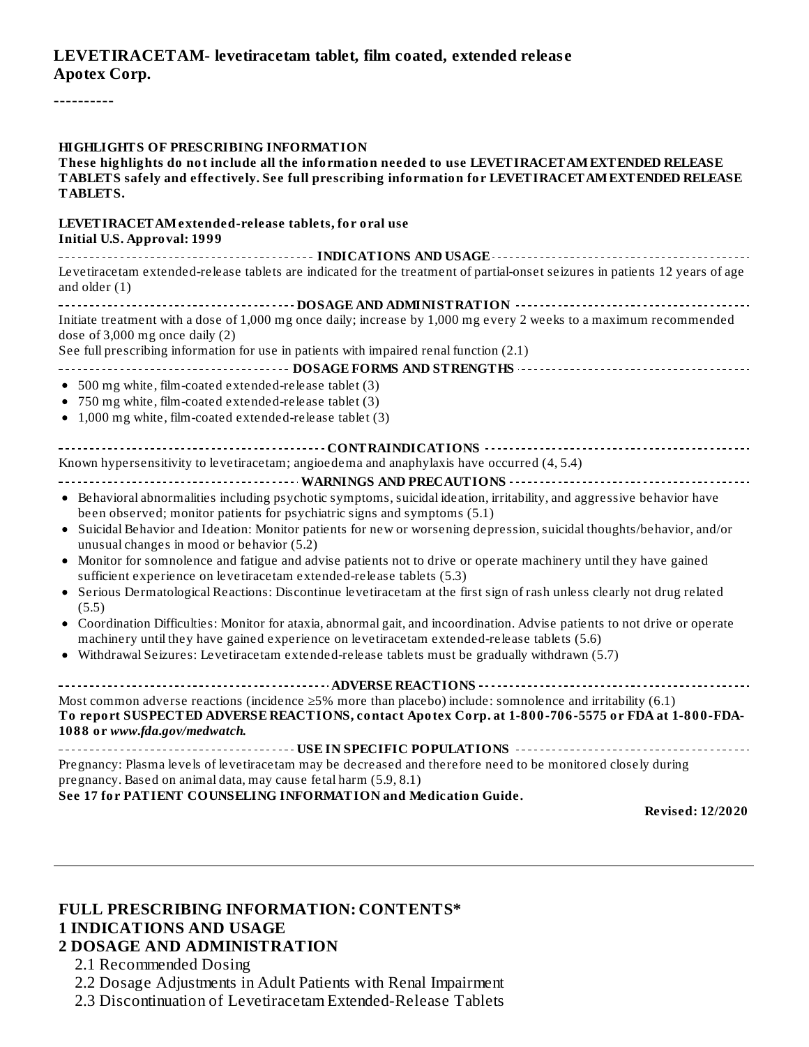**LEVETIRACETAM- levetiracetam tablet, film coated, extended release**
**Apotex Corp.**

----------

**HIGHLIGHTS OF PRESCRIBING INFORMATION**
**These highlights do not include all the information needed to use LEVETIRACETAM EXTENDED RELEASE TABLETS safely and effectively. See full prescribing information for LEVETIRACETAM EXTENDED RELEASE TABLETS.**

**LEVETIRACETAM extended-release tablets, for oral use**
**Initial U.S. Approval: 1999**

**INDICATIONS AND USAGE**

Levetiracetam extended-release tablets are indicated for the treatment of partial-onset seizures in patients 12 years of age and older (1)

**DOSAGE AND ADMINISTRATION**

Initiate treatment with a dose of 1,000 mg once daily; increase by 1,000 mg every 2 weeks to a maximum recommended dose of 3,000 mg once daily (2)
See full prescribing information for use in patients with impaired renal function (2.1)

**DOSAGE FORMS AND STRENGTHS**

- 500 mg white, film-coated extended-release tablet (3)
- 750 mg white, film-coated extended-release tablet (3)
- 1,000 mg white, film-coated extended-release tablet (3)

**CONTRAINDICATIONS**

Known hypersensitivity to levetiracetam; angioedema and anaphylaxis have occurred (4, 5.4)

**WARNINGS AND PRECAUTIONS**

- Behavioral abnormalities including psychotic symptoms, suicidal ideation, irritability, and aggressive behavior have been observed; monitor patients for psychiatric signs and symptoms (5.1)
- Suicidal Behavior and Ideation: Monitor patients for new or worsening depression, suicidal thoughts/behavior, and/or unusual changes in mood or behavior (5.2)
- Monitor for somnolence and fatigue and advise patients not to drive or operate machinery until they have gained sufficient experience on levetiracetam extended-release tablets (5.3)
- Serious Dermatological Reactions: Discontinue levetiracetam at the first sign of rash unless clearly not drug related (5.5)
- Coordination Difficulties: Monitor for ataxia, abnormal gait, and incoordination. Advise patients to not drive or operate machinery until they have gained experience on levetiracetam extended-release tablets (5.6)
- Withdrawal Seizures: Levetiracetam extended-release tablets must be gradually withdrawn (5.7)

**ADVERSE REACTIONS**

Most common adverse reactions (incidence ≥5% more than placebo) include: somnolence and irritability (6.1)
**To report SUSPECTED ADVERSE REACTIONS, contact Apotex Corp. at 1-800-706-5575 or FDA at 1-800-FDA-1088 or *www.fda.gov/medwatch.***

**USE IN SPECIFIC POPULATIONS**

Pregnancy: Plasma levels of levetiracetam may be decreased and therefore need to be monitored closely during pregnancy. Based on animal data, may cause fetal harm (5.9, 8.1)
**See 17 for PATIENT COUNSELING INFORMATION and Medication Guide.**

**Revised: 12/2020**

---

## FULL PRESCRIBING INFORMATION: CONTENTS*

## 1 INDICATIONS AND USAGE

## 2 DOSAGE AND ADMINISTRATION

2.1 Recommended Dosing
2.2 Dosage Adjustments in Adult Patients with Renal Impairment
2.3 Discontinuation of Levetiracetam Extended-Release Tablets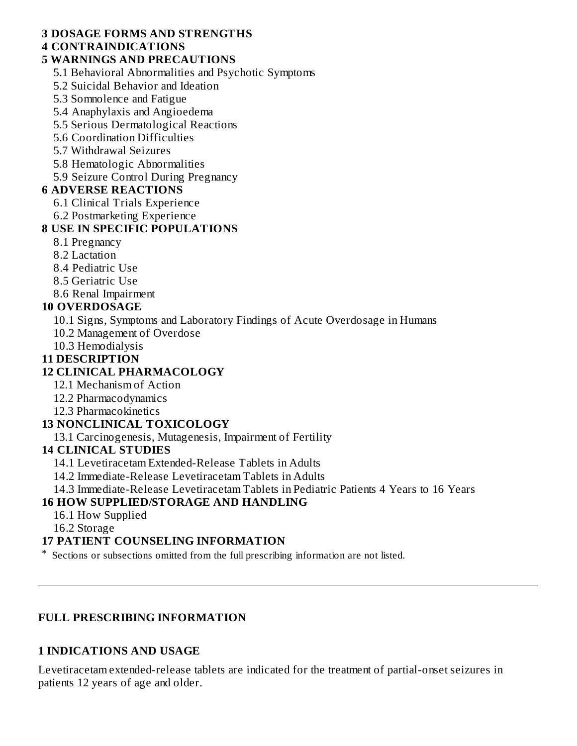**3 DOSAGE FORMS AND STRENGTHS**

**4 CONTRAINDICATIONS**

**5 WARNINGS AND PRECAUTIONS**

5.1 Behavioral Abnormalities and Psychotic Symptoms

5.2 Suicidal Behavior and Ideation

5.3 Somnolence and Fatigue

5.4 Anaphylaxis and Angioedema

5.5 Serious Dermatological Reactions

5.6 Coordination Difficulties

5.7 Withdrawal Seizures

5.8 Hematologic Abnormalities

5.9 Seizure Control During Pregnancy

**6 ADVERSE REACTIONS**

6.1 Clinical Trials Experience

6.2 Postmarketing Experience

**8 USE IN SPECIFIC POPULATIONS**

8.1 Pregnancy

8.2 Lactation

8.4 Pediatric Use

8.5 Geriatric Use

8.6 Renal Impairment

**10 OVERDOSAGE**

10.1 Signs, Symptoms and Laboratory Findings of Acute Overdosage in Humans

10.2 Management of Overdose

10.3 Hemodialysis

**11 DESCRIPTION**

**12 CLINICAL PHARMACOLOGY**

12.1 Mechanism of Action

12.2 Pharmacodynamics

12.3 Pharmacokinetics

**13 NONCLINICAL TOXICOLOGY**

13.1 Carcinogenesis, Mutagenesis, Impairment of Fertility

**14 CLINICAL STUDIES**

14.1 Levetiracetam Extended-Release Tablets in Adults

14.2 Immediate-Release Levetiracetam Tablets in Adults

14.3 Immediate-Release Levetiracetam Tablets in Pediatric Patients 4 Years to 16 Years

**16 HOW SUPPLIED/STORAGE AND HANDLING**

16.1 How Supplied

16.2 Storage

**17 PATIENT COUNSELING INFORMATION**

* Sections or subsections omitted from the full prescribing information are not listed.

---

## FULL PRESCRIBING INFORMATION

## 1 INDICATIONS AND USAGE

Levetiracetam extended-release tablets are indicated for the treatment of partial-onset seizures in patients 12 years of age and older.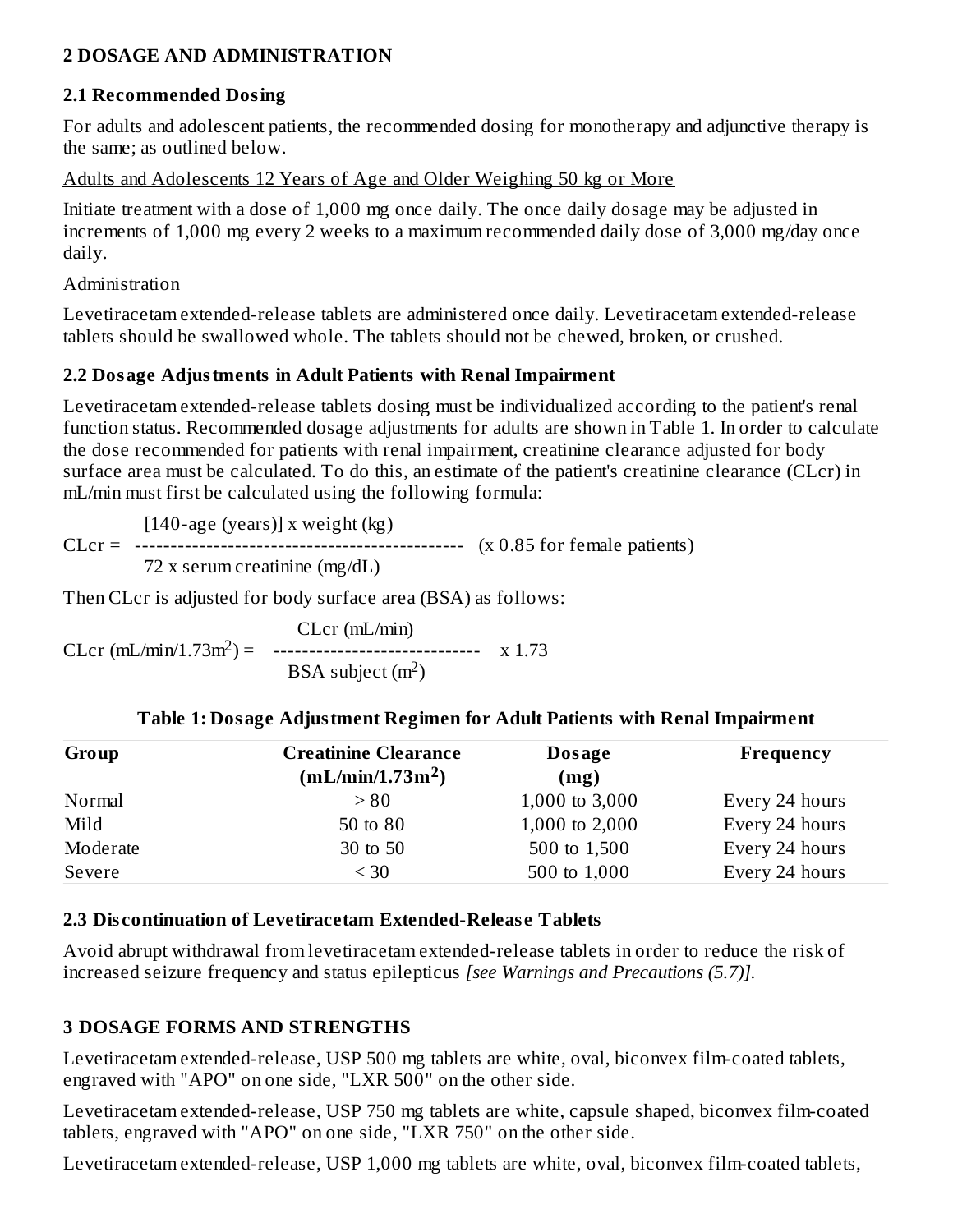## 2 DOSAGE AND ADMINISTRATION

### 2.1 Recommended Dosing

For adults and adolescent patients, the recommended dosing for monotherapy and adjunctive therapy is the same; as outlined below.

Adults and Adolescents 12 Years of Age and Older Weighing 50 kg or More

Initiate treatment with a dose of 1,000 mg once daily. The once daily dosage may be adjusted in increments of 1,000 mg every 2 weeks to a maximum recommended daily dose of 3,000 mg/day once daily.

Administration

Levetiracetam extended-release tablets are administered once daily. Levetiracetam extended-release tablets should be swallowed whole. The tablets should not be chewed, broken, or crushed.

### 2.2 Dosage Adjustments in Adult Patients with Renal Impairment

Levetiracetam extended-release tablets dosing must be individualized according to the patient's renal function status. Recommended dosage adjustments for adults are shown in Table 1. In order to calculate the dose recommended for patients with renal impairment, creatinine clearance adjusted for body surface area must be calculated. To do this, an estimate of the patient's creatinine clearance (CLcr) in mL/min must first be calculated using the following formula:

$$\text{CLcr} = \frac{[140\text{-age (years)}] \times \text{weight (kg)}}{72 \times \text{serum creatinine (mg/dL)}} \quad (\times\ 0.85 \text{ for female patients})$$

Then CLcr is adjusted for body surface area (BSA) as follows:

$$\text{CLcr (mL/min/1.73m}^2) = \frac{\text{CLcr (mL/min)}}{\text{BSA subject (m}^2)} \times 1.73$$

**Table 1: Dosage Adjustment Regimen for Adult Patients with Renal Impairment**

| Group | Creatinine Clearance (mL/min/1.73m$^2$) | Dosage (mg) | Frequency |
|---|---|---|---|
| Normal | > 80 | 1,000 to 3,000 | Every 24 hours |
| Mild | 50 to 80 | 1,000 to 2,000 | Every 24 hours |
| Moderate | 30 to 50 | 500 to 1,500 | Every 24 hours |
| Severe | < 30 | 500 to 1,000 | Every 24 hours |

### 2.3 Discontinuation of Levetiracetam Extended-Release Tablets

Avoid abrupt withdrawal from levetiracetam extended-release tablets in order to reduce the risk of increased seizure frequency and status epilepticus *[see Warnings and Precautions (5.7)]*.

## 3 DOSAGE FORMS AND STRENGTHS

Levetiracetam extended-release, USP 500 mg tablets are white, oval, biconvex film-coated tablets, engraved with "APO" on one side, "LXR 500" on the other side.

Levetiracetam extended-release, USP 750 mg tablets are white, capsule shaped, biconvex film-coated tablets, engraved with "APO" on one side, "LXR 750" on the other side.

Levetiracetam extended-release, USP 1,000 mg tablets are white, oval, biconvex film-coated tablets,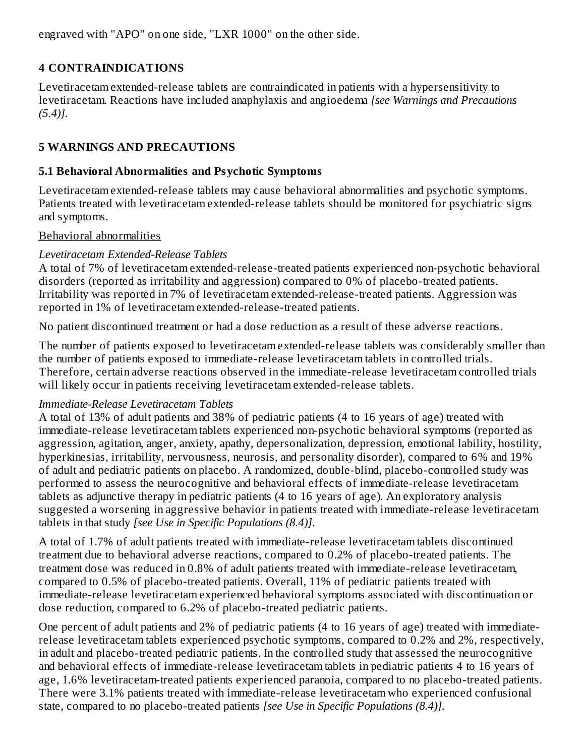engraved with "APO" on one side, "LXR 1000" on the other side.

## 4 CONTRAINDICATIONS

Levetiracetam extended-release tablets are contraindicated in patients with a hypersensitivity to levetiracetam. Reactions have included anaphylaxis and angioedema *[see Warnings and Precautions (5.4)]*.

## 5 WARNINGS AND PRECAUTIONS

### 5.1 Behavioral Abnormalities and Psychotic Symptoms

Levetiracetam extended-release tablets may cause behavioral abnormalities and psychotic symptoms. Patients treated with levetiracetam extended-release tablets should be monitored for psychiatric signs and symptoms.

Behavioral abnormalities

*Levetiracetam Extended-Release Tablets*
A total of 7% of levetiracetam extended-release-treated patients experienced non-psychotic behavioral disorders (reported as irritability and aggression) compared to 0% of placebo-treated patients. Irritability was reported in 7% of levetiracetam extended-release-treated patients. Aggression was reported in 1% of levetiracetam extended-release-treated patients.

No patient discontinued treatment or had a dose reduction as a result of these adverse reactions.

The number of patients exposed to levetiracetam extended-release tablets was considerably smaller than the number of patients exposed to immediate-release levetiracetam tablets in controlled trials. Therefore, certain adverse reactions observed in the immediate-release levetiracetam controlled trials will likely occur in patients receiving levetiracetam extended-release tablets.

*Immediate-Release Levetiracetam Tablets*
A total of 13% of adult patients and 38% of pediatric patients (4 to 16 years of age) treated with immediate-release levetiracetam tablets experienced non-psychotic behavioral symptoms (reported as aggression, agitation, anger, anxiety, apathy, depersonalization, depression, emotional lability, hostility, hyperkinesias, irritability, nervousness, neurosis, and personality disorder), compared to 6% and 19% of adult and pediatric patients on placebo. A randomized, double-blind, placebo-controlled study was performed to assess the neurocognitive and behavioral effects of immediate-release levetiracetam tablets as adjunctive therapy in pediatric patients (4 to 16 years of age). An exploratory analysis suggested a worsening in aggressive behavior in patients treated with immediate-release levetiracetam tablets in that study *[see Use in Specific Populations (8.4)]*.

A total of 1.7% of adult patients treated with immediate-release levetiracetam tablets discontinued treatment due to behavioral adverse reactions, compared to 0.2% of placebo-treated patients. The treatment dose was reduced in 0.8% of adult patients treated with immediate-release levetiracetam, compared to 0.5% of placebo-treated patients. Overall, 11% of pediatric patients treated with immediate-release levetiracetam experienced behavioral symptoms associated with discontinuation or dose reduction, compared to 6.2% of placebo-treated pediatric patients.

One percent of adult patients and 2% of pediatric patients (4 to 16 years of age) treated with immediate-release levetiracetam tablets experienced psychotic symptoms, compared to 0.2% and 2%, respectively, in adult and placebo-treated pediatric patients. In the controlled study that assessed the neurocognitive and behavioral effects of immediate-release levetiracetam tablets in pediatric patients 4 to 16 years of age, 1.6% levetiracetam-treated patients experienced paranoia, compared to no placebo-treated patients. There were 3.1% patients treated with immediate-release levetiracetam who experienced confusional state, compared to no placebo-treated patients *[see Use in Specific Populations (8.4)]*.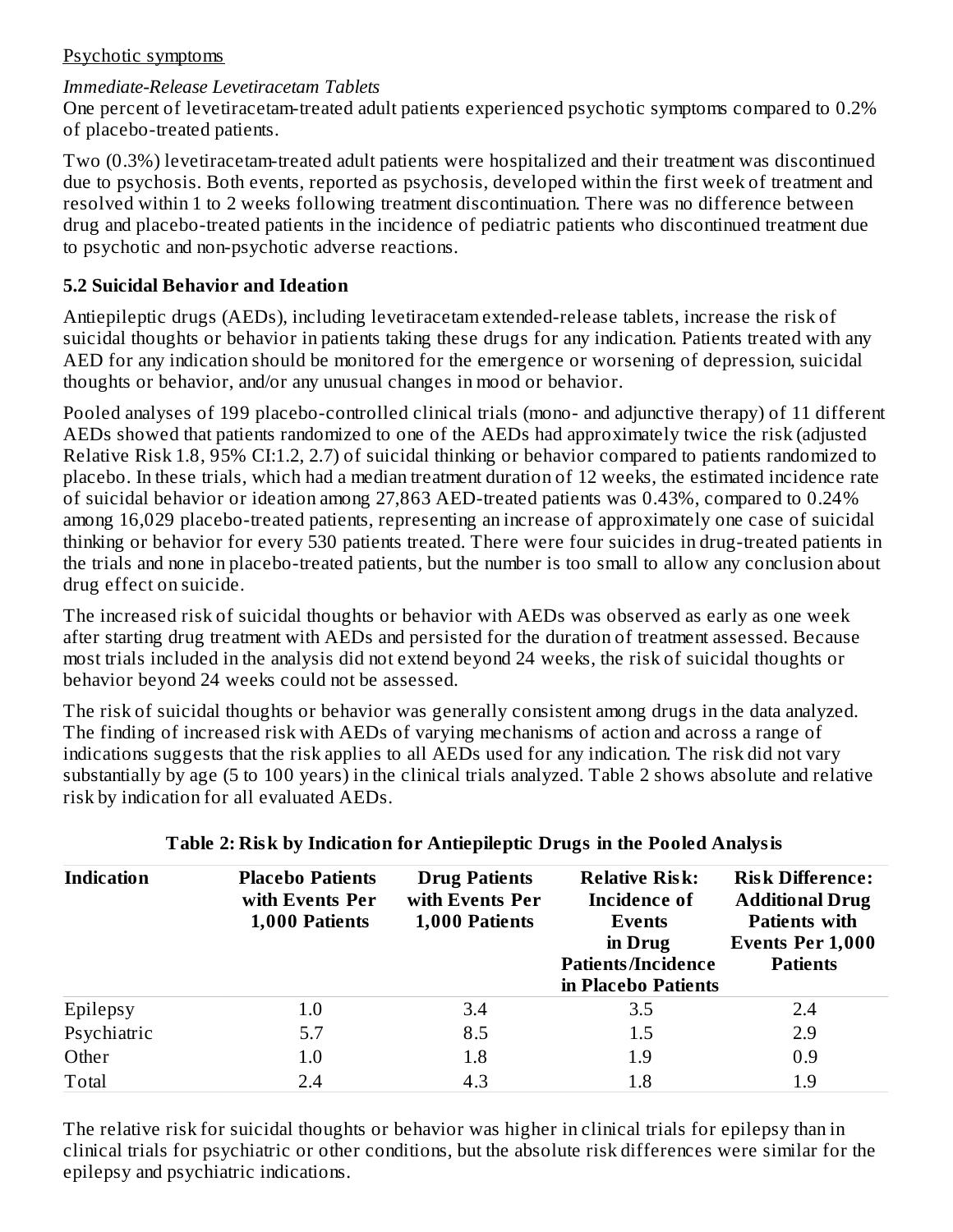Psychotic symptoms

*Immediate-Release Levetiracetam Tablets*

One percent of levetiracetam-treated adult patients experienced psychotic symptoms compared to 0.2% of placebo-treated patients.

Two (0.3%) levetiracetam-treated adult patients were hospitalized and their treatment was discontinued due to psychosis. Both events, reported as psychosis, developed within the first week of treatment and resolved within 1 to 2 weeks following treatment discontinuation. There was no difference between drug and placebo-treated patients in the incidence of pediatric patients who discontinued treatment due to psychotic and non-psychotic adverse reactions.

### 5.2 Suicidal Behavior and Ideation

Antiepileptic drugs (AEDs), including levetiracetam extended-release tablets, increase the risk of suicidal thoughts or behavior in patients taking these drugs for any indication. Patients treated with any AED for any indication should be monitored for the emergence or worsening of depression, suicidal thoughts or behavior, and/or any unusual changes in mood or behavior.

Pooled analyses of 199 placebo-controlled clinical trials (mono- and adjunctive therapy) of 11 different AEDs showed that patients randomized to one of the AEDs had approximately twice the risk (adjusted Relative Risk 1.8, 95% CI:1.2, 2.7) of suicidal thinking or behavior compared to patients randomized to placebo. In these trials, which had a median treatment duration of 12 weeks, the estimated incidence rate of suicidal behavior or ideation among 27,863 AED-treated patients was 0.43%, compared to 0.24% among 16,029 placebo-treated patients, representing an increase of approximately one case of suicidal thinking or behavior for every 530 patients treated. There were four suicides in drug-treated patients in the trials and none in placebo-treated patients, but the number is too small to allow any conclusion about drug effect on suicide.

The increased risk of suicidal thoughts or behavior with AEDs was observed as early as one week after starting drug treatment with AEDs and persisted for the duration of treatment assessed. Because most trials included in the analysis did not extend beyond 24 weeks, the risk of suicidal thoughts or behavior beyond 24 weeks could not be assessed.

The risk of suicidal thoughts or behavior was generally consistent among drugs in the data analyzed. The finding of increased risk with AEDs of varying mechanisms of action and across a range of indications suggests that the risk applies to all AEDs used for any indication. The risk did not vary substantially by age (5 to 100 years) in the clinical trials analyzed. Table 2 shows absolute and relative risk by indication for all evaluated AEDs.

**Table 2: Risk by Indication for Antiepileptic Drugs in the Pooled Analysis**

| Indication | Placebo Patients with Events Per 1,000 Patients | Drug Patients with Events Per 1,000 Patients | Relative Risk: Incidence of Events in Drug Patients/Incidence in Placebo Patients | Risk Difference: Additional Drug Patients with Events Per 1,000 Patients |
|---|---|---|---|---|
| Epilepsy | 1.0 | 3.4 | 3.5 | 2.4 |
| Psychiatric | 5.7 | 8.5 | 1.5 | 2.9 |
| Other | 1.0 | 1.8 | 1.9 | 0.9 |
| Total | 2.4 | 4.3 | 1.8 | 1.9 |

The relative risk for suicidal thoughts or behavior was higher in clinical trials for epilepsy than in clinical trials for psychiatric or other conditions, but the absolute risk differences were similar for the epilepsy and psychiatric indications.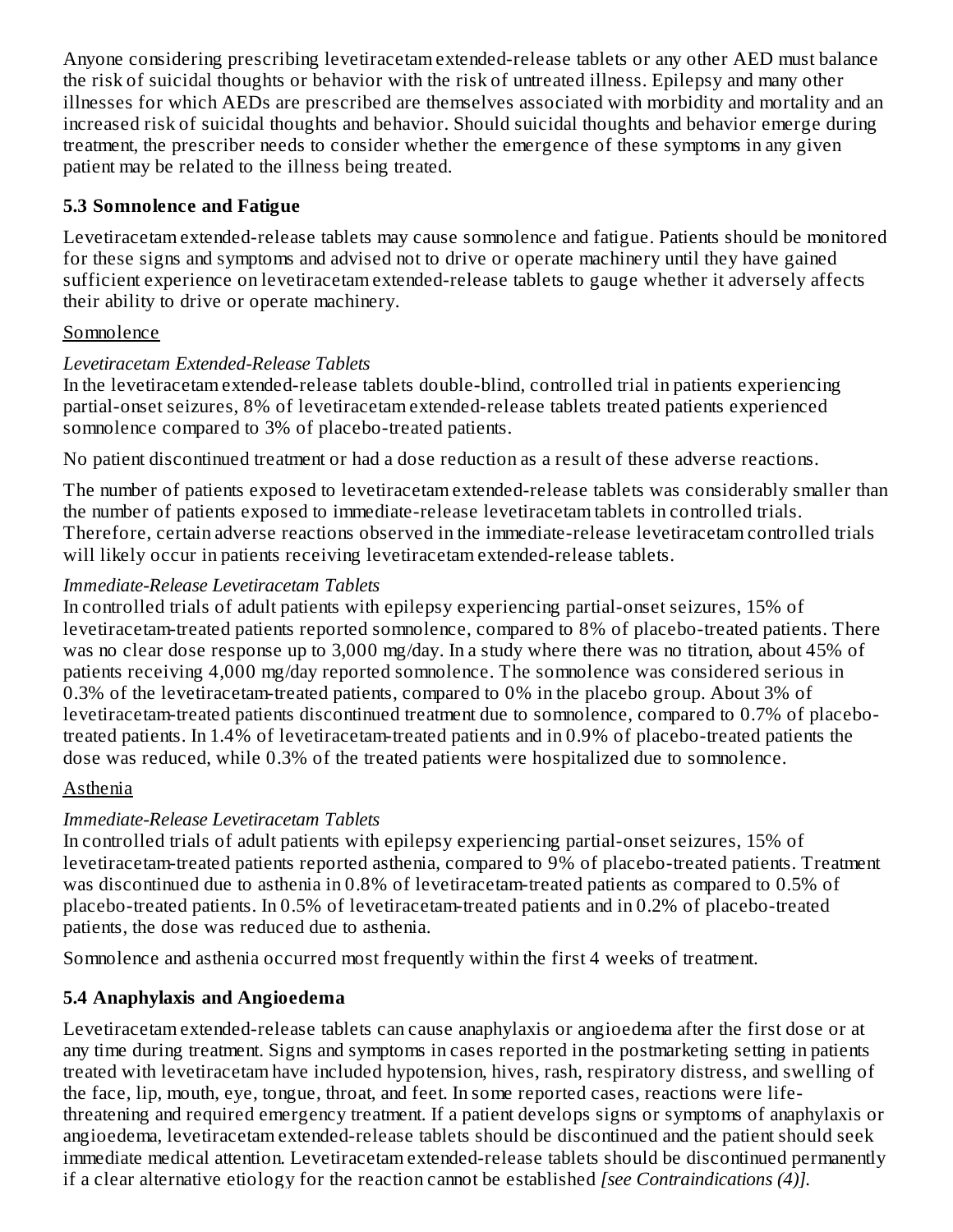Anyone considering prescribing levetiracetam extended-release tablets or any other AED must balance the risk of suicidal thoughts or behavior with the risk of untreated illness. Epilepsy and many other illnesses for which AEDs are prescribed are themselves associated with morbidity and mortality and an increased risk of suicidal thoughts and behavior. Should suicidal thoughts and behavior emerge during treatment, the prescriber needs to consider whether the emergence of these symptoms in any given patient may be related to the illness being treated.

### 5.3 Somnolence and Fatigue

Levetiracetam extended-release tablets may cause somnolence and fatigue. Patients should be monitored for these signs and symptoms and advised not to drive or operate machinery until they have gained sufficient experience on levetiracetam extended-release tablets to gauge whether it adversely affects their ability to drive or operate machinery.

Somnolence

*Levetiracetam Extended-Release Tablets*
In the levetiracetam extended-release tablets double-blind, controlled trial in patients experiencing partial-onset seizures, 8% of levetiracetam extended-release tablets treated patients experienced somnolence compared to 3% of placebo-treated patients.

No patient discontinued treatment or had a dose reduction as a result of these adverse reactions.

The number of patients exposed to levetiracetam extended-release tablets was considerably smaller than the number of patients exposed to immediate-release levetiracetam tablets in controlled trials. Therefore, certain adverse reactions observed in the immediate-release levetiracetam controlled trials will likely occur in patients receiving levetiracetam extended-release tablets.

*Immediate-Release Levetiracetam Tablets*
In controlled trials of adult patients with epilepsy experiencing partial-onset seizures, 15% of levetiracetam-treated patients reported somnolence, compared to 8% of placebo-treated patients. There was no clear dose response up to 3,000 mg/day. In a study where there was no titration, about 45% of patients receiving 4,000 mg/day reported somnolence. The somnolence was considered serious in 0.3% of the levetiracetam-treated patients, compared to 0% in the placebo group. About 3% of levetiracetam-treated patients discontinued treatment due to somnolence, compared to 0.7% of placebo-treated patients. In 1.4% of levetiracetam-treated patients and in 0.9% of placebo-treated patients the dose was reduced, while 0.3% of the treated patients were hospitalized due to somnolence.

Asthenia

*Immediate-Release Levetiracetam Tablets*
In controlled trials of adult patients with epilepsy experiencing partial-onset seizures, 15% of levetiracetam-treated patients reported asthenia, compared to 9% of placebo-treated patients. Treatment was discontinued due to asthenia in 0.8% of levetiracetam-treated patients as compared to 0.5% of placebo-treated patients. In 0.5% of levetiracetam-treated patients and in 0.2% of placebo-treated patients, the dose was reduced due to asthenia.

Somnolence and asthenia occurred most frequently within the first 4 weeks of treatment.

### 5.4 Anaphylaxis and Angioedema

Levetiracetam extended-release tablets can cause anaphylaxis or angioedema after the first dose or at any time during treatment. Signs and symptoms in cases reported in the postmarketing setting in patients treated with levetiracetam have included hypotension, hives, rash, respiratory distress, and swelling of the face, lip, mouth, eye, tongue, throat, and feet. In some reported cases, reactions were life-threatening and required emergency treatment. If a patient develops signs or symptoms of anaphylaxis or angioedema, levetiracetam extended-release tablets should be discontinued and the patient should seek immediate medical attention. Levetiracetam extended-release tablets should be discontinued permanently if a clear alternative etiology for the reaction cannot be established *[see Contraindications (4)]*.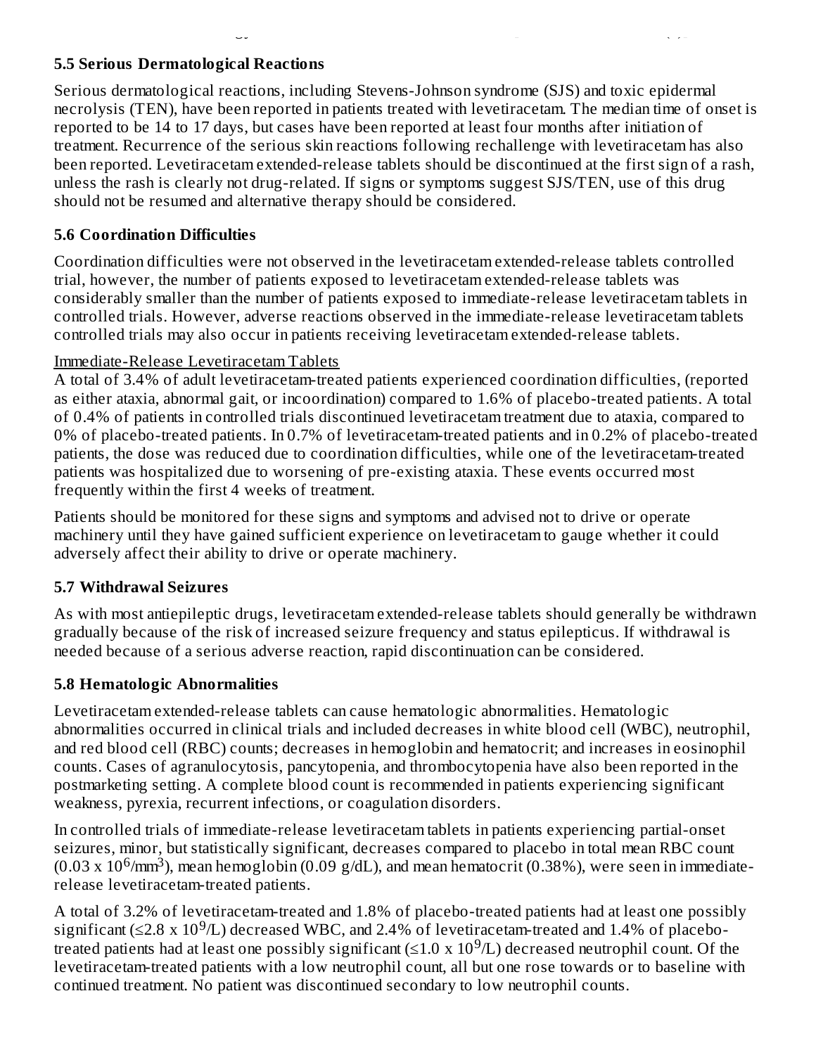### 5.5 Serious Dermatological Reactions

Serious dermatological reactions, including Stevens-Johnson syndrome (SJS) and toxic epidermal necrolysis (TEN), have been reported in patients treated with levetiracetam. The median time of onset is reported to be 14 to 17 days, but cases have been reported at least four months after initiation of treatment. Recurrence of the serious skin reactions following rechallenge with levetiracetam has also been reported. Levetiracetam extended-release tablets should be discontinued at the first sign of a rash, unless the rash is clearly not drug-related. If signs or symptoms suggest SJS/TEN, use of this drug should not be resumed and alternative therapy should be considered.

### 5.6 Coordination Difficulties

Coordination difficulties were not observed in the levetiracetam extended-release tablets controlled trial, however, the number of patients exposed to levetiracetam extended-release tablets was considerably smaller than the number of patients exposed to immediate-release levetiracetam tablets in controlled trials. However, adverse reactions observed in the immediate-release levetiracetam tablets controlled trials may also occur in patients receiving levetiracetam extended-release tablets.

Immediate-Release Levetiracetam Tablets

A total of 3.4% of adult levetiracetam-treated patients experienced coordination difficulties, (reported as either ataxia, abnormal gait, or incoordination) compared to 1.6% of placebo-treated patients. A total of 0.4% of patients in controlled trials discontinued levetiracetam treatment due to ataxia, compared to 0% of placebo-treated patients. In 0.7% of levetiracetam-treated patients and in 0.2% of placebo-treated patients, the dose was reduced due to coordination difficulties, while one of the levetiracetam-treated patients was hospitalized due to worsening of pre-existing ataxia. These events occurred most frequently within the first 4 weeks of treatment.

Patients should be monitored for these signs and symptoms and advised not to drive or operate machinery until they have gained sufficient experience on levetiracetam to gauge whether it could adversely affect their ability to drive or operate machinery.

### 5.7 Withdrawal Seizures

As with most antiepileptic drugs, levetiracetam extended-release tablets should generally be withdrawn gradually because of the risk of increased seizure frequency and status epilepticus. If withdrawal is needed because of a serious adverse reaction, rapid discontinuation can be considered.

### 5.8 Hematologic Abnormalities

Levetiracetam extended-release tablets can cause hematologic abnormalities. Hematologic abnormalities occurred in clinical trials and included decreases in white blood cell (WBC), neutrophil, and red blood cell (RBC) counts; decreases in hemoglobin and hematocrit; and increases in eosinophil counts. Cases of agranulocytosis, pancytopenia, and thrombocytopenia have also been reported in the postmarketing setting. A complete blood count is recommended in patients experiencing significant weakness, pyrexia, recurrent infections, or coagulation disorders.

In controlled trials of immediate-release levetiracetam tablets in patients experiencing partial-onset seizures, minor, but statistically significant, decreases compared to placebo in total mean RBC count ($0.03 \times 10^6/\text{mm}^3$), mean hemoglobin (0.09 g/dL), and mean hematocrit (0.38%), were seen in immediate-release levetiracetam-treated patients.

A total of 3.2% of levetiracetam-treated and 1.8% of placebo-treated patients had at least one possibly significant ($\leq 2.8 \times 10^9/\text{L}$) decreased WBC, and 2.4% of levetiracetam-treated and 1.4% of placebo-treated patients had at least one possibly significant ($\leq 1.0 \times 10^9/\text{L}$) decreased neutrophil count. Of the levetiracetam-treated patients with a low neutrophil count, all but one rose towards or to baseline with continued treatment. No patient was discontinued secondary to low neutrophil counts.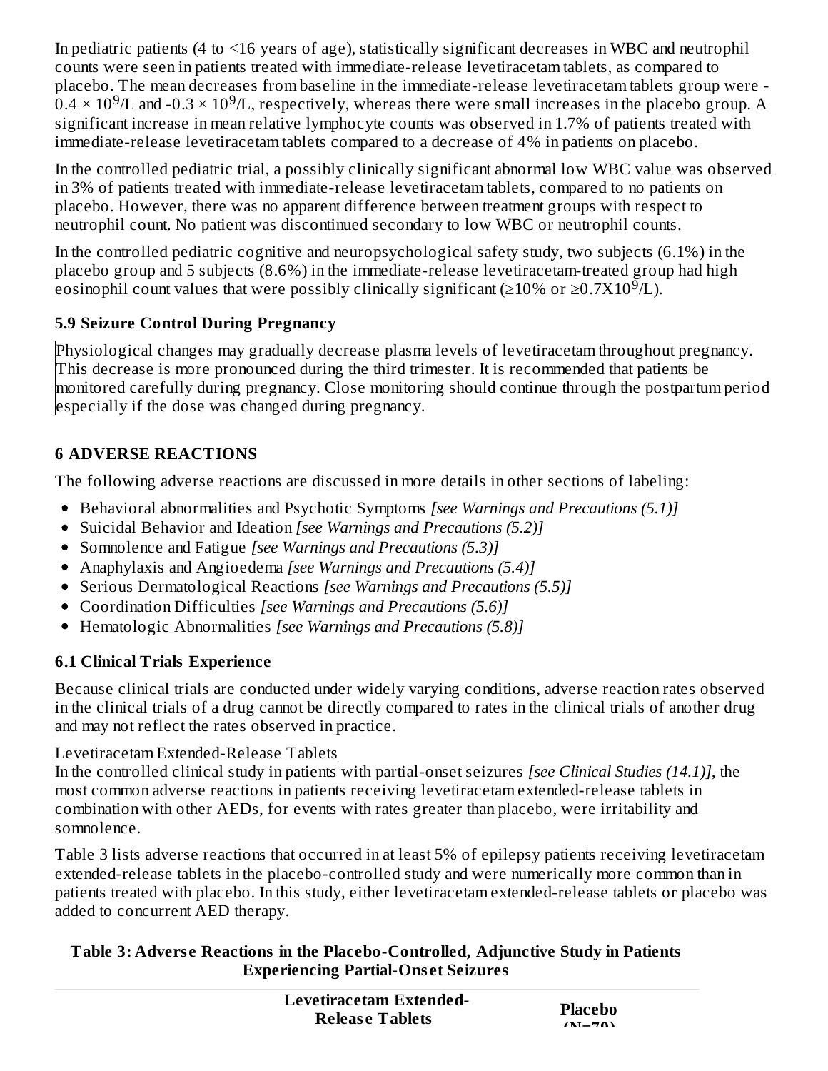In pediatric patients (4 to <16 years of age), statistically significant decreases in WBC and neutrophil counts were seen in patients treated with immediate-release levetiracetam tablets, as compared to placebo. The mean decreases from baseline in the immediate-release levetiracetam tablets group were -$0.4 \times 10^9$/L and -$0.3 \times 10^9$/L, respectively, whereas there were small increases in the placebo group. A significant increase in mean relative lymphocyte counts was observed in 1.7% of patients treated with immediate-release levetiracetam tablets compared to a decrease of 4% in patients on placebo.

In the controlled pediatric trial, a possibly clinically significant abnormal low WBC value was observed in 3% of patients treated with immediate-release levetiracetam tablets, compared to no patients on placebo. However, there was no apparent difference between treatment groups with respect to neutrophil count. No patient was discontinued secondary to low WBC or neutrophil counts.

In the controlled pediatric cognitive and neuropsychological safety study, two subjects (6.1%) in the placebo group and 5 subjects (8.6%) in the immediate-release levetiracetam-treated group had high eosinophil count values that were possibly clinically significant (≥10% or ≥$0.7 \times 10^9$/L).

### 5.9 Seizure Control During Pregnancy

Physiological changes may gradually decrease plasma levels of levetiracetam throughout pregnancy. This decrease is more pronounced during the third trimester. It is recommended that patients be monitored carefully during pregnancy. Close monitoring should continue through the postpartum period especially if the dose was changed during pregnancy.

## 6 ADVERSE REACTIONS

The following adverse reactions are discussed in more details in other sections of labeling:

- Behavioral abnormalities and Psychotic Symptoms *[see Warnings and Precautions (5.1)]*
- Suicidal Behavior and Ideation *[see Warnings and Precautions (5.2)]*
- Somnolence and Fatigue *[see Warnings and Precautions (5.3)]*
- Anaphylaxis and Angioedema *[see Warnings and Precautions (5.4)]*
- Serious Dermatological Reactions *[see Warnings and Precautions (5.5)]*
- Coordination Difficulties *[see Warnings and Precautions (5.6)]*
- Hematologic Abnormalities *[see Warnings and Precautions (5.8)]*

### 6.1 Clinical Trials Experience

Because clinical trials are conducted under widely varying conditions, adverse reaction rates observed in the clinical trials of a drug cannot be directly compared to rates in the clinical trials of another drug and may not reflect the rates observed in practice.

Levetiracetam Extended-Release Tablets

In the controlled clinical study in patients with partial-onset seizures *[see Clinical Studies (14.1)]*, the most common adverse reactions in patients receiving levetiracetam extended-release tablets in combination with other AEDs, for events with rates greater than placebo, were irritability and somnolence.

Table 3 lists adverse reactions that occurred in at least 5% of epilepsy patients receiving levetiracetam extended-release tablets in the placebo-controlled study and were numerically more common than in patients treated with placebo. In this study, either levetiracetam extended-release tablets or placebo was added to concurrent AED therapy.

**Table 3: Adverse Reactions in the Placebo-Controlled, Adjunctive Study in Patients Experiencing Partial-Onset Seizures**

| | Levetiracetam Extended-Release Tablets | Placebo (N=79) |
|---|---|---|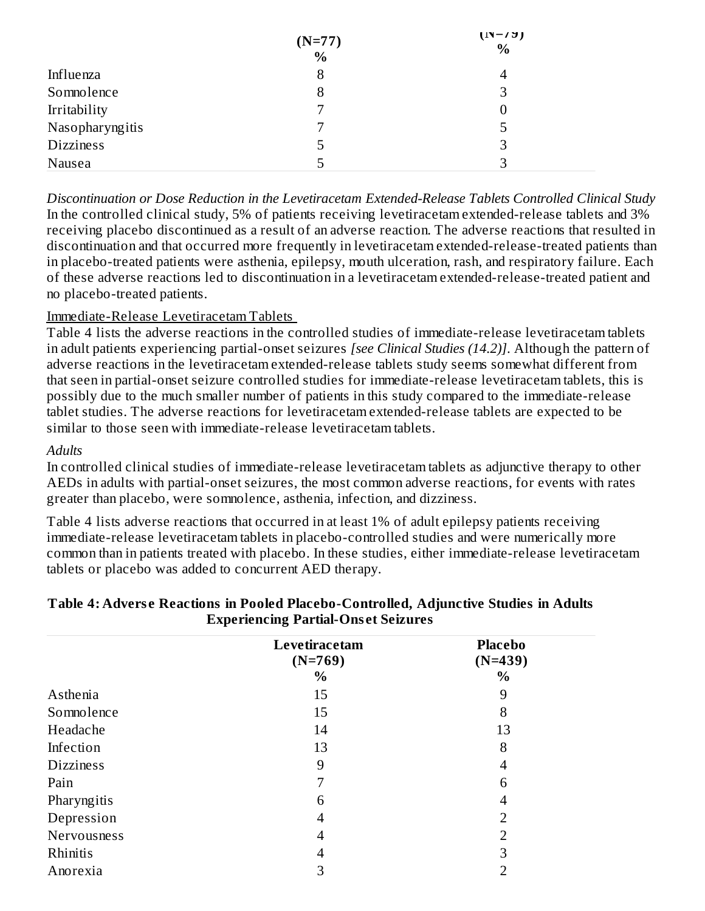| | (N=77) % | (N=79) % |
|---|---|---|
| Influenza | 8 | 4 |
| Somnolence | 8 | 3 |
| Irritability | 7 | 0 |
| Nasopharyngitis | 7 | 5 |
| Dizziness | 5 | 3 |
| Nausea | 5 | 3 |

*Discontinuation or Dose Reduction in the Levetiracetam Extended-Release Tablets Controlled Clinical Study*
In the controlled clinical study, 5% of patients receiving levetiracetam extended-release tablets and 3% receiving placebo discontinued as a result of an adverse reaction. The adverse reactions that resulted in discontinuation and that occurred more frequently in levetiracetam extended-release-treated patients than in placebo-treated patients were asthenia, epilepsy, mouth ulceration, rash, and respiratory failure. Each of these adverse reactions led to discontinuation in a levetiracetam extended-release-treated patient and no placebo-treated patients.

Immediate-Release Levetiracetam Tablets

Table 4 lists the adverse reactions in the controlled studies of immediate-release levetiracetam tablets in adult patients experiencing partial-onset seizures *[see Clinical Studies (14.2)]*. Although the pattern of adverse reactions in the levetiracetam extended-release tablets study seems somewhat different from that seen in partial-onset seizure controlled studies for immediate-release levetiracetam tablets, this is possibly due to the much smaller number of patients in this study compared to the immediate-release tablet studies. The adverse reactions for levetiracetam extended-release tablets are expected to be similar to those seen with immediate-release levetiracetam tablets.

*Adults*
In controlled clinical studies of immediate-release levetiracetam tablets as adjunctive therapy to other AEDs in adults with partial-onset seizures, the most common adverse reactions, for events with rates greater than placebo, were somnolence, asthenia, infection, and dizziness.

Table 4 lists adverse reactions that occurred in at least 1% of adult epilepsy patients receiving immediate-release levetiracetam tablets in placebo-controlled studies and were numerically more common than in patients treated with placebo. In these studies, either immediate-release levetiracetam tablets or placebo was added to concurrent AED therapy.

**Table 4: Adverse Reactions in Pooled Placebo-Controlled, Adjunctive Studies in Adults Experiencing Partial-Onset Seizures**

| | Levetiracetam (N=769) % | Placebo (N=439) % |
|---|---|---|
| Asthenia | 15 | 9 |
| Somnolence | 15 | 8 |
| Headache | 14 | 13 |
| Infection | 13 | 8 |
| Dizziness | 9 | 4 |
| Pain | 7 | 6 |
| Pharyngitis | 6 | 4 |
| Depression | 4 | 2 |
| Nervousness | 4 | 2 |
| Rhinitis | 4 | 3 |
| Anorexia | 3 | 2 |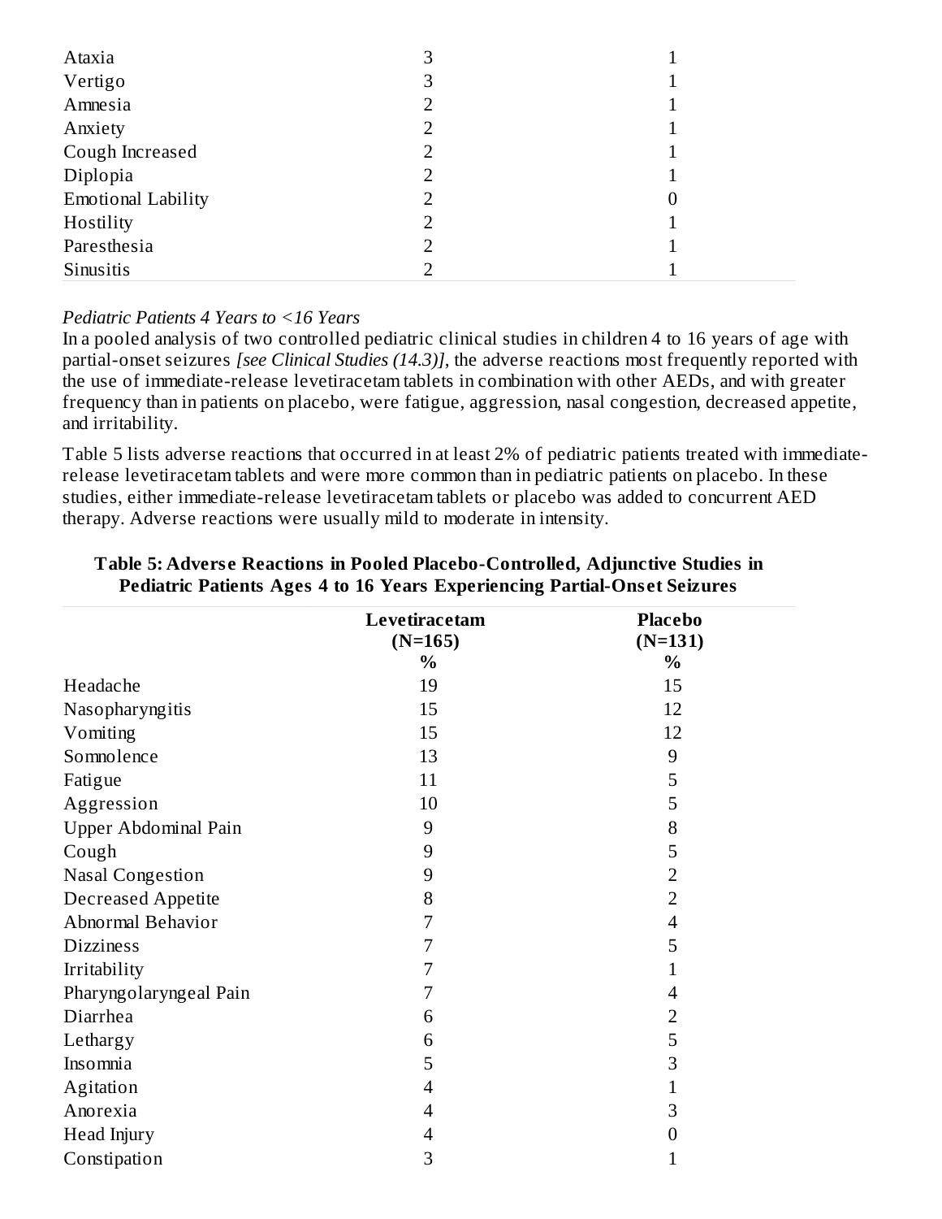| | | |
|---|---|---|
| Ataxia | 3 | 1 |
| Vertigo | 3 | 1 |
| Amnesia | 2 | 1 |
| Anxiety | 2 | 1 |
| Cough Increased | 2 | 1 |
| Diplopia | 2 | 1 |
| Emotional Lability | 2 | 0 |
| Hostility | 2 | 1 |
| Paresthesia | 2 | 1 |
| Sinusitis | 2 | 1 |

*Pediatric Patients 4 Years to <16 Years*

In a pooled analysis of two controlled pediatric clinical studies in children 4 to 16 years of age with partial-onset seizures *[see Clinical Studies (14.3)]*, the adverse reactions most frequently reported with the use of immediate-release levetiracetam tablets in combination with other AEDs, and with greater frequency than in patients on placebo, were fatigue, aggression, nasal congestion, decreased appetite, and irritability.

Table 5 lists adverse reactions that occurred in at least 2% of pediatric patients treated with immediate-release levetiracetam tablets and were more common than in pediatric patients on placebo. In these studies, either immediate-release levetiracetam tablets or placebo was added to concurrent AED therapy. Adverse reactions were usually mild to moderate in intensity.

**Table 5: Adverse Reactions in Pooled Placebo-Controlled, Adjunctive Studies in Pediatric Patients Ages 4 to 16 Years Experiencing Partial-Onset Seizures**

| | Levetiracetam (N=165) % | Placebo (N=131) % |
|---|---|---|
| Headache | 19 | 15 |
| Nasopharyngitis | 15 | 12 |
| Vomiting | 15 | 12 |
| Somnolence | 13 | 9 |
| Fatigue | 11 | 5 |
| Aggression | 10 | 5 |
| Upper Abdominal Pain | 9 | 8 |
| Cough | 9 | 5 |
| Nasal Congestion | 9 | 2 |
| Decreased Appetite | 8 | 2 |
| Abnormal Behavior | 7 | 4 |
| Dizziness | 7 | 5 |
| Irritability | 7 | 1 |
| Pharyngolaryngeal Pain | 7 | 4 |
| Diarrhea | 6 | 2 |
| Lethargy | 6 | 5 |
| Insomnia | 5 | 3 |
| Agitation | 4 | 1 |
| Anorexia | 4 | 3 |
| Head Injury | 4 | 0 |
| Constipation | 3 | 1 |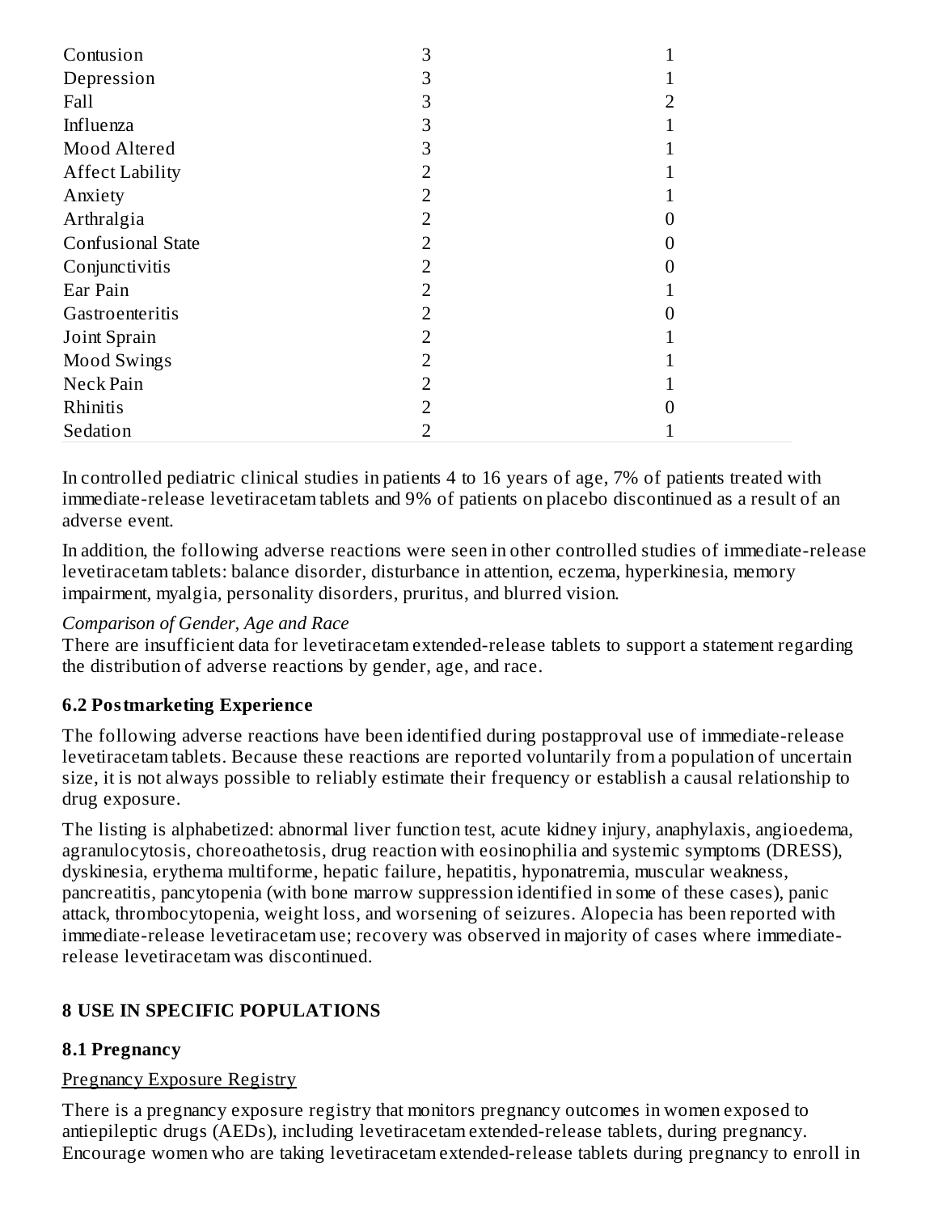| | | |
|---|---|---|
| Contusion | 3 | 1 |
| Depression | 3 | 1 |
| Fall | 3 | 2 |
| Influenza | 3 | 1 |
| Mood Altered | 3 | 1 |
| Affect Lability | 2 | 1 |
| Anxiety | 2 | 1 |
| Arthralgia | 2 | 0 |
| Confusional State | 2 | 0 |
| Conjunctivitis | 2 | 0 |
| Ear Pain | 2 | 1 |
| Gastroenteritis | 2 | 0 |
| Joint Sprain | 2 | 1 |
| Mood Swings | 2 | 1 |
| Neck Pain | 2 | 1 |
| Rhinitis | 2 | 0 |
| Sedation | 2 | 1 |

In controlled pediatric clinical studies in patients 4 to 16 years of age, 7% of patients treated with immediate-release levetiracetam tablets and 9% of patients on placebo discontinued as a result of an adverse event.

In addition, the following adverse reactions were seen in other controlled studies of immediate-release levetiracetam tablets: balance disorder, disturbance in attention, eczema, hyperkinesia, memory impairment, myalgia, personality disorders, pruritus, and blurred vision.

*Comparison of Gender, Age and Race*

There are insufficient data for levetiracetam extended-release tablets to support a statement regarding the distribution of adverse reactions by gender, age, and race.

### 6.2 Postmarketing Experience

The following adverse reactions have been identified during postapproval use of immediate-release levetiracetam tablets. Because these reactions are reported voluntarily from a population of uncertain size, it is not always possible to reliably estimate their frequency or establish a causal relationship to drug exposure.

The listing is alphabetized: abnormal liver function test, acute kidney injury, anaphylaxis, angioedema, agranulocytosis, choreoathetosis, drug reaction with eosinophilia and systemic symptoms (DRESS), dyskinesia, erythema multiforme, hepatic failure, hepatitis, hyponatremia, muscular weakness, pancreatitis, pancytopenia (with bone marrow suppression identified in some of these cases), panic attack, thrombocytopenia, weight loss, and worsening of seizures. Alopecia has been reported with immediate-release levetiracetam use; recovery was observed in majority of cases where immediate-release levetiracetam was discontinued.

## 8 USE IN SPECIFIC POPULATIONS

### 8.1 Pregnancy

Pregnancy Exposure Registry

There is a pregnancy exposure registry that monitors pregnancy outcomes in women exposed to antiepileptic drugs (AEDs), including levetiracetam extended-release tablets, during pregnancy. Encourage women who are taking levetiracetam extended-release tablets during pregnancy to enroll in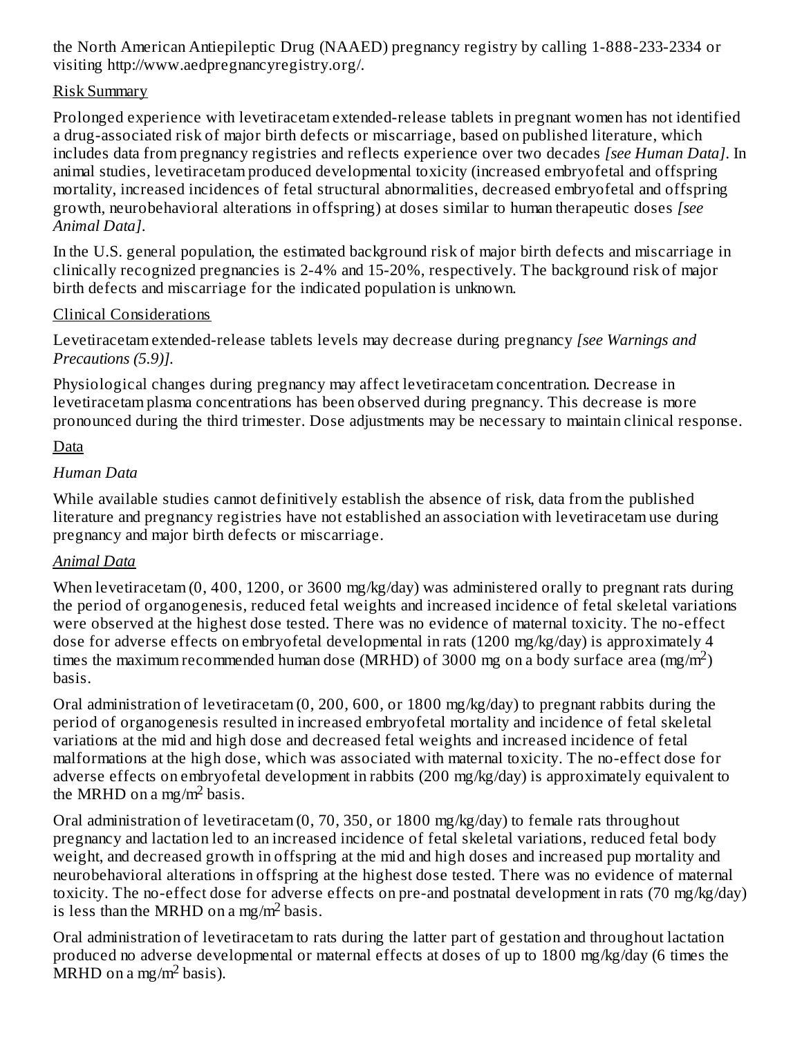the North American Antiepileptic Drug (NAAED) pregnancy registry by calling 1-888-233-2334 or visiting http://www.aedpregnancyregistry.org/.

Risk Summary

Prolonged experience with levetiracetam extended-release tablets in pregnant women has not identified a drug-associated risk of major birth defects or miscarriage, based on published literature, which includes data from pregnancy registries and reflects experience over two decades *[see Human Data]*. In animal studies, levetiracetam produced developmental toxicity (increased embryofetal and offspring mortality, increased incidences of fetal structural abnormalities, decreased embryofetal and offspring growth, neurobehavioral alterations in offspring) at doses similar to human therapeutic doses *[see Animal Data]*.

In the U.S. general population, the estimated background risk of major birth defects and miscarriage in clinically recognized pregnancies is 2-4% and 15-20%, respectively. The background risk of major birth defects and miscarriage for the indicated population is unknown.

Clinical Considerations

Levetiracetam extended-release tablets levels may decrease during pregnancy *[see Warnings and Precautions (5.9)]*.

Physiological changes during pregnancy may affect levetiracetam concentration. Decrease in levetiracetam plasma concentrations has been observed during pregnancy. This decrease is more pronounced during the third trimester. Dose adjustments may be necessary to maintain clinical response.

Data

*Human Data*

While available studies cannot definitively establish the absence of risk, data from the published literature and pregnancy registries have not established an association with levetiracetam use during pregnancy and major birth defects or miscarriage.

*Animal Data*

When levetiracetam (0, 400, 1200, or 3600 mg/kg/day) was administered orally to pregnant rats during the period of organogenesis, reduced fetal weights and increased incidence of fetal skeletal variations were observed at the highest dose tested. There was no evidence of maternal toxicity. The no-effect dose for adverse effects on embryofetal developmental in rats (1200 mg/kg/day) is approximately 4 times the maximum recommended human dose (MRHD) of 3000 mg on a body surface area (mg/$m^2$) basis.

Oral administration of levetiracetam (0, 200, 600, or 1800 mg/kg/day) to pregnant rabbits during the period of organogenesis resulted in increased embryofetal mortality and incidence of fetal skeletal variations at the mid and high dose and decreased fetal weights and increased incidence of fetal malformations at the high dose, which was associated with maternal toxicity. The no-effect dose for adverse effects on embryofetal development in rabbits (200 mg/kg/day) is approximately equivalent to the MRHD on a mg/$m^2$ basis.

Oral administration of levetiracetam (0, 70, 350, or 1800 mg/kg/day) to female rats throughout pregnancy and lactation led to an increased incidence of fetal skeletal variations, reduced fetal body weight, and decreased growth in offspring at the mid and high doses and increased pup mortality and neurobehavioral alterations in offspring at the highest dose tested. There was no evidence of maternal toxicity. The no-effect dose for adverse effects on pre-and postnatal development in rats (70 mg/kg/day) is less than the MRHD on a mg/$m^2$ basis.

Oral administration of levetiracetam to rats during the latter part of gestation and throughout lactation produced no adverse developmental or maternal effects at doses of up to 1800 mg/kg/day (6 times the MRHD on a mg/$m^2$ basis).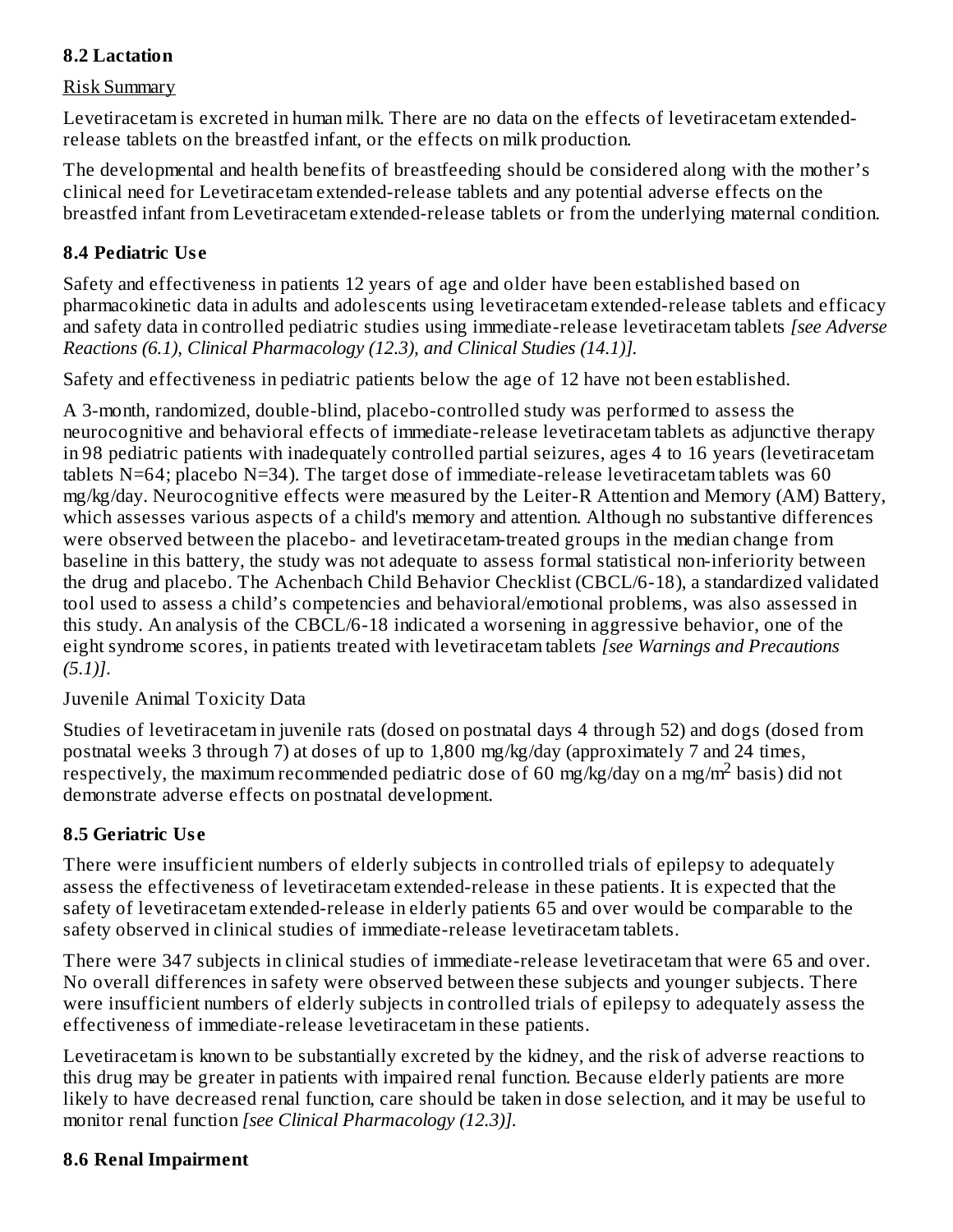### 8.2 Lactation

Risk Summary

Levetiracetam is excreted in human milk. There are no data on the effects of levetiracetam extended-release tablets on the breastfed infant, or the effects on milk production.

The developmental and health benefits of breastfeeding should be considered along with the mother's clinical need for Levetiracetam extended-release tablets and any potential adverse effects on the breastfed infant from Levetiracetam extended-release tablets or from the underlying maternal condition.

### 8.4 Pediatric Use

Safety and effectiveness in patients 12 years of age and older have been established based on pharmacokinetic data in adults and adolescents using levetiracetam extended-release tablets and efficacy and safety data in controlled pediatric studies using immediate-release levetiracetam tablets *[see Adverse Reactions (6.1), Clinical Pharmacology (12.3), and Clinical Studies (14.1)].*

Safety and effectiveness in pediatric patients below the age of 12 have not been established.

A 3-month, randomized, double-blind, placebo-controlled study was performed to assess the neurocognitive and behavioral effects of immediate-release levetiracetam tablets as adjunctive therapy in 98 pediatric patients with inadequately controlled partial seizures, ages 4 to 16 years (levetiracetam tablets N=64; placebo N=34). The target dose of immediate-release levetiracetam tablets was 60 mg/kg/day. Neurocognitive effects were measured by the Leiter-R Attention and Memory (AM) Battery, which assesses various aspects of a child's memory and attention. Although no substantive differences were observed between the placebo- and levetiracetam-treated groups in the median change from baseline in this battery, the study was not adequate to assess formal statistical non-inferiority between the drug and placebo. The Achenbach Child Behavior Checklist (CBCL/6-18), a standardized validated tool used to assess a child's competencies and behavioral/emotional problems, was also assessed in this study. An analysis of the CBCL/6-18 indicated a worsening in aggressive behavior, one of the eight syndrome scores, in patients treated with levetiracetam tablets *[see Warnings and Precautions (5.1)]*.

Juvenile Animal Toxicity Data

Studies of levetiracetam in juvenile rats (dosed on postnatal days 4 through 52) and dogs (dosed from postnatal weeks 3 through 7) at doses of up to 1,800 mg/kg/day (approximately 7 and 24 times, respectively, the maximum recommended pediatric dose of 60 mg/kg/day on a mg/m$^2$ basis) did not demonstrate adverse effects on postnatal development.

### 8.5 Geriatric Use

There were insufficient numbers of elderly subjects in controlled trials of epilepsy to adequately assess the effectiveness of levetiracetam extended-release in these patients. It is expected that the safety of levetiracetam extended-release in elderly patients 65 and over would be comparable to the safety observed in clinical studies of immediate-release levetiracetam tablets.

There were 347 subjects in clinical studies of immediate-release levetiracetam that were 65 and over. No overall differences in safety were observed between these subjects and younger subjects. There were insufficient numbers of elderly subjects in controlled trials of epilepsy to adequately assess the effectiveness of immediate-release levetiracetam in these patients.

Levetiracetam is known to be substantially excreted by the kidney, and the risk of adverse reactions to this drug may be greater in patients with impaired renal function. Because elderly patients are more likely to have decreased renal function, care should be taken in dose selection, and it may be useful to monitor renal function *[see Clinical Pharmacology (12.3)].*

### 8.6 Renal Impairment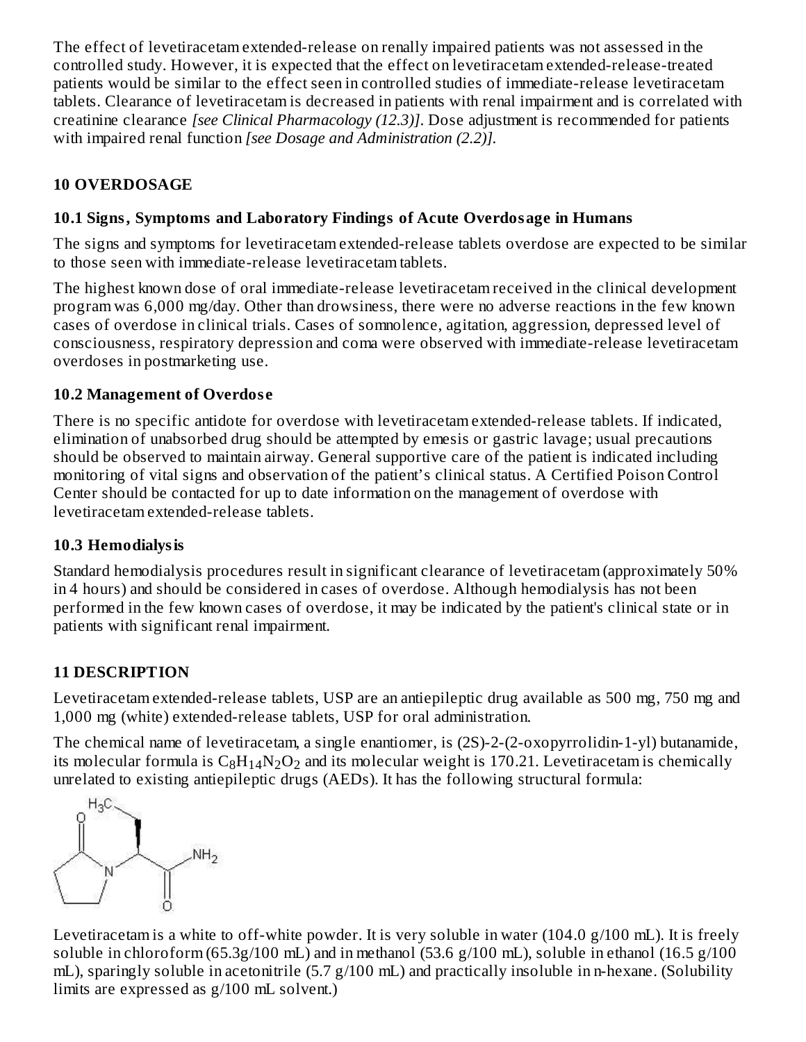The effect of levetiracetam extended-release on renally impaired patients was not assessed in the controlled study. However, it is expected that the effect on levetiracetam extended-release-treated patients would be similar to the effect seen in controlled studies of immediate-release levetiracetam tablets. Clearance of levetiracetam is decreased in patients with renal impairment and is correlated with creatinine clearance *[see Clinical Pharmacology (12.3)]*. Dose adjustment is recommended for patients with impaired renal function *[see Dosage and Administration (2.2)]*.

## 10 OVERDOSAGE

### 10.1 Signs, Symptoms and Laboratory Findings of Acute Overdosage in Humans

The signs and symptoms for levetiracetam extended-release tablets overdose are expected to be similar to those seen with immediate-release levetiracetam tablets.

The highest known dose of oral immediate-release levetiracetam received in the clinical development program was 6,000 mg/day. Other than drowsiness, there were no adverse reactions in the few known cases of overdose in clinical trials. Cases of somnolence, agitation, aggression, depressed level of consciousness, respiratory depression and coma were observed with immediate-release levetiracetam overdoses in postmarketing use.

### 10.2 Management of Overdose

There is no specific antidote for overdose with levetiracetam extended-release tablets. If indicated, elimination of unabsorbed drug should be attempted by emesis or gastric lavage; usual precautions should be observed to maintain airway. General supportive care of the patient is indicated including monitoring of vital signs and observation of the patient's clinical status. A Certified Poison Control Center should be contacted for up to date information on the management of overdose with levetiracetam extended-release tablets.

### 10.3 Hemodialysis

Standard hemodialysis procedures result in significant clearance of levetiracetam (approximately 50% in 4 hours) and should be considered in cases of overdose. Although hemodialysis has not been performed in the few known cases of overdose, it may be indicated by the patient's clinical state or in patients with significant renal impairment.

## 11 DESCRIPTION

Levetiracetam extended-release tablets, USP are an antiepileptic drug available as 500 mg, 750 mg and 1,000 mg (white) extended-release tablets, USP for oral administration.

The chemical name of levetiracetam, a single enantiomer, is (2S)-2-(2-oxopyrrolidin-1-yl) butanamide, its molecular formula is $C_8H_{14}N_2O_2$ and its molecular weight is 170.21. Levetiracetam is chemically unrelated to existing antiepileptic drugs (AEDs). It has the following structural formula:

Levetiracetam is a white to off-white powder. It is very soluble in water (104.0 g/100 mL). It is freely soluble in chloroform (65.3g/100 mL) and in methanol (53.6 g/100 mL), soluble in ethanol (16.5 g/100 mL), sparingly soluble in acetonitrile (5.7 g/100 mL) and practically insoluble in n-hexane. (Solubility limits are expressed as g/100 mL solvent.)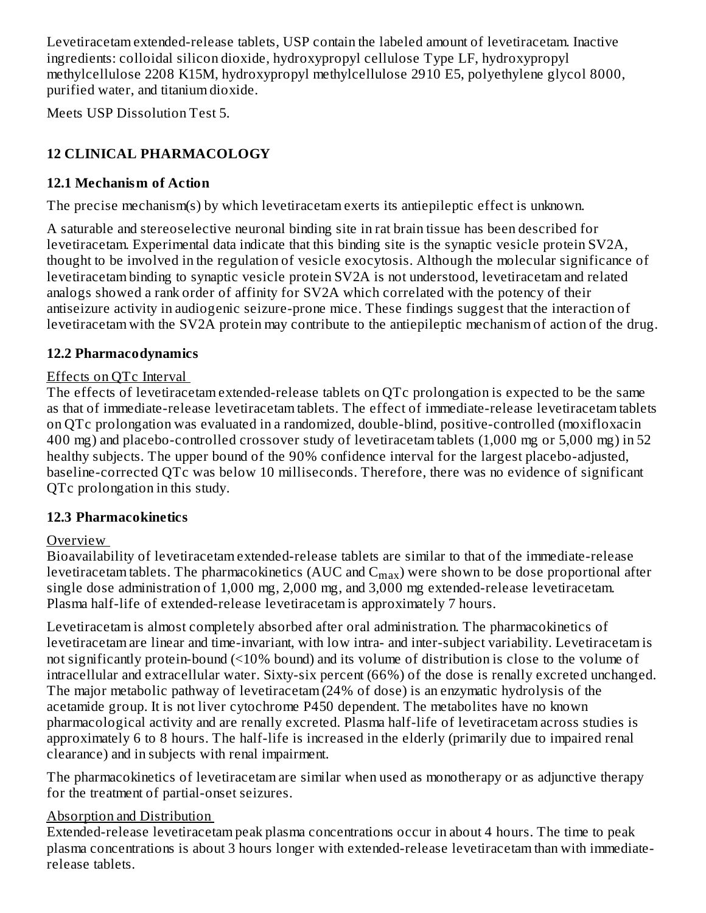Levetiracetam extended-release tablets, USP contain the labeled amount of levetiracetam. Inactive ingredients: colloidal silicon dioxide, hydroxypropyl cellulose Type LF, hydroxypropyl methylcellulose 2208 K15M, hydroxypropyl methylcellulose 2910 E5, polyethylene glycol 8000, purified water, and titanium dioxide.

Meets USP Dissolution Test 5.

## 12 CLINICAL PHARMACOLOGY

### 12.1 Mechanism of Action

The precise mechanism(s) by which levetiracetam exerts its antiepileptic effect is unknown.

A saturable and stereoselective neuronal binding site in rat brain tissue has been described for levetiracetam. Experimental data indicate that this binding site is the synaptic vesicle protein SV2A, thought to be involved in the regulation of vesicle exocytosis. Although the molecular significance of levetiracetam binding to synaptic vesicle protein SV2A is not understood, levetiracetam and related analogs showed a rank order of affinity for SV2A which correlated with the potency of their antiseizure activity in audiogenic seizure-prone mice. These findings suggest that the interaction of levetiracetam with the SV2A protein may contribute to the antiepileptic mechanism of action of the drug.

### 12.2 Pharmacodynamics

Effects on QTc Interval

The effects of levetiracetam extended-release tablets on QTc prolongation is expected to be the same as that of immediate-release levetiracetam tablets. The effect of immediate-release levetiracetam tablets on QTc prolongation was evaluated in a randomized, double-blind, positive-controlled (moxifloxacin 400 mg) and placebo-controlled crossover study of levetiracetam tablets (1,000 mg or 5,000 mg) in 52 healthy subjects. The upper bound of the 90% confidence interval for the largest placebo-adjusted, baseline-corrected QTc was below 10 milliseconds. Therefore, there was no evidence of significant QTc prolongation in this study.

### 12.3 Pharmacokinetics

Overview

Bioavailability of levetiracetam extended-release tablets are similar to that of the immediate-release levetiracetam tablets. The pharmacokinetics (AUC and $C_{max}$) were shown to be dose proportional after single dose administration of 1,000 mg, 2,000 mg, and 3,000 mg extended-release levetiracetam. Plasma half-life of extended-release levetiracetam is approximately 7 hours.

Levetiracetam is almost completely absorbed after oral administration. The pharmacokinetics of levetiracetam are linear and time-invariant, with low intra- and inter-subject variability. Levetiracetam is not significantly protein-bound (<10% bound) and its volume of distribution is close to the volume of intracellular and extracellular water. Sixty-six percent (66%) of the dose is renally excreted unchanged. The major metabolic pathway of levetiracetam (24% of dose) is an enzymatic hydrolysis of the acetamide group. It is not liver cytochrome P450 dependent. The metabolites have no known pharmacological activity and are renally excreted. Plasma half-life of levetiracetam across studies is approximately 6 to 8 hours. The half-life is increased in the elderly (primarily due to impaired renal clearance) and in subjects with renal impairment.

The pharmacokinetics of levetiracetam are similar when used as monotherapy or as adjunctive therapy for the treatment of partial-onset seizures.

Absorption and Distribution

Extended-release levetiracetam peak plasma concentrations occur in about 4 hours. The time to peak plasma concentrations is about 3 hours longer with extended-release levetiracetam than with immediate-release tablets.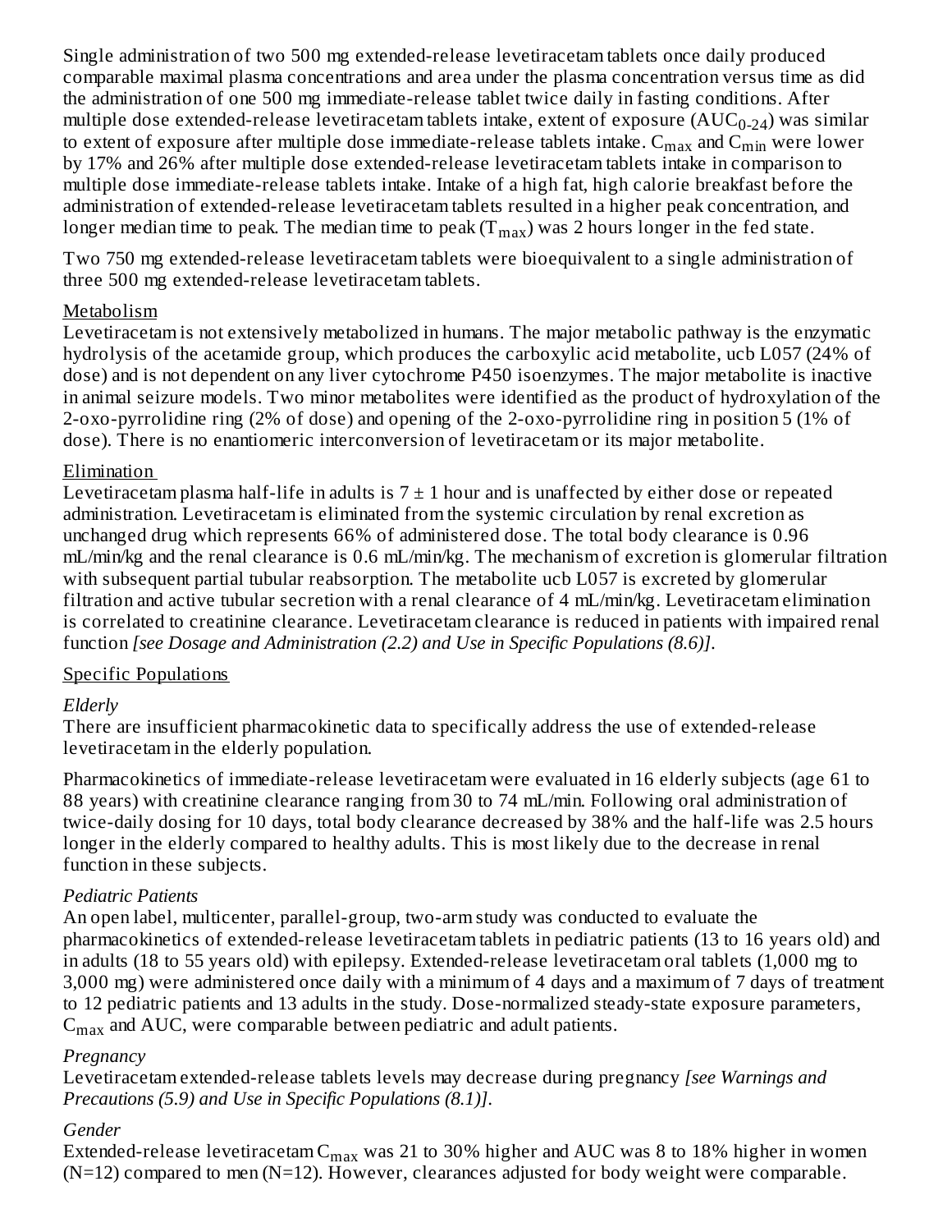Single administration of two 500 mg extended-release levetiracetam tablets once daily produced comparable maximal plasma concentrations and area under the plasma concentration versus time as did the administration of one 500 mg immediate-release tablet twice daily in fasting conditions. After multiple dose extended-release levetiracetam tablets intake, extent of exposure ($AUC_{0-24}$) was similar to extent of exposure after multiple dose immediate-release tablets intake. $C_{max}$ and $C_{min}$ were lower by 17% and 26% after multiple dose extended-release levetiracetam tablets intake in comparison to multiple dose immediate-release tablets intake. Intake of a high fat, high calorie breakfast before the administration of extended-release levetiracetam tablets resulted in a higher peak concentration, and longer median time to peak. The median time to peak ($T_{max}$) was 2 hours longer in the fed state.

Two 750 mg extended-release levetiracetam tablets were bioequivalent to a single administration of three 500 mg extended-release levetiracetam tablets.

Metabolism

Levetiracetam is not extensively metabolized in humans. The major metabolic pathway is the enzymatic hydrolysis of the acetamide group, which produces the carboxylic acid metabolite, ucb L057 (24% of dose) and is not dependent on any liver cytochrome P450 isoenzymes. The major metabolite is inactive in animal seizure models. Two minor metabolites were identified as the product of hydroxylation of the 2-oxo-pyrrolidine ring (2% of dose) and opening of the 2-oxo-pyrrolidine ring in position 5 (1% of dose). There is no enantiomeric interconversion of levetiracetam or its major metabolite.

Elimination

Levetiracetam plasma half-life in adults is 7 ± 1 hour and is unaffected by either dose or repeated administration. Levetiracetam is eliminated from the systemic circulation by renal excretion as unchanged drug which represents 66% of administered dose. The total body clearance is 0.96 mL/min/kg and the renal clearance is 0.6 mL/min/kg. The mechanism of excretion is glomerular filtration with subsequent partial tubular reabsorption. The metabolite ucb L057 is excreted by glomerular filtration and active tubular secretion with a renal clearance of 4 mL/min/kg. Levetiracetam elimination is correlated to creatinine clearance. Levetiracetam clearance is reduced in patients with impaired renal function *[see Dosage and Administration (2.2) and Use in Specific Populations (8.6)]*.

Specific Populations

*Elderly*

There are insufficient pharmacokinetic data to specifically address the use of extended-release levetiracetam in the elderly population.

Pharmacokinetics of immediate-release levetiracetam were evaluated in 16 elderly subjects (age 61 to 88 years) with creatinine clearance ranging from 30 to 74 mL/min. Following oral administration of twice-daily dosing for 10 days, total body clearance decreased by 38% and the half-life was 2.5 hours longer in the elderly compared to healthy adults. This is most likely due to the decrease in renal function in these subjects.

*Pediatric Patients*

An open label, multicenter, parallel-group, two-arm study was conducted to evaluate the pharmacokinetics of extended-release levetiracetam tablets in pediatric patients (13 to 16 years old) and in adults (18 to 55 years old) with epilepsy. Extended-release levetiracetam oral tablets (1,000 mg to 3,000 mg) were administered once daily with a minimum of 4 days and a maximum of 7 days of treatment to 12 pediatric patients and 13 adults in the study. Dose-normalized steady-state exposure parameters, $C_{max}$ and AUC, were comparable between pediatric and adult patients.

*Pregnancy*

Levetiracetam extended-release tablets levels may decrease during pregnancy *[see Warnings and Precautions (5.9) and Use in Specific Populations (8.1)]*.

*Gender*

Extended-release levetiracetam $C_{max}$ was 21 to 30% higher and AUC was 8 to 18% higher in women (N=12) compared to men (N=12). However, clearances adjusted for body weight were comparable.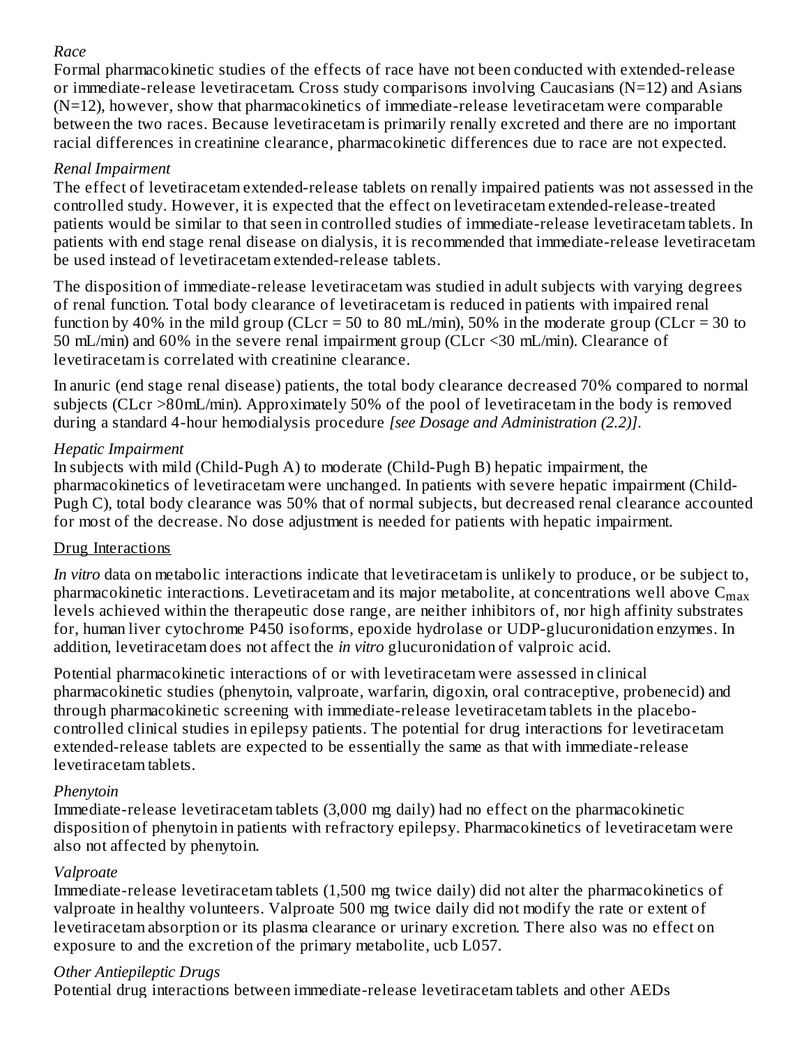*Race*

Formal pharmacokinetic studies of the effects of race have not been conducted with extended-release or immediate-release levetiracetam. Cross study comparisons involving Caucasians (N=12) and Asians (N=12), however, show that pharmacokinetics of immediate-release levetiracetam were comparable between the two races. Because levetiracetam is primarily renally excreted and there are no important racial differences in creatinine clearance, pharmacokinetic differences due to race are not expected.

*Renal Impairment*

The effect of levetiracetam extended-release tablets on renally impaired patients was not assessed in the controlled study. However, it is expected that the effect on levetiracetam extended-release-treated patients would be similar to that seen in controlled studies of immediate-release levetiracetam tablets. In patients with end stage renal disease on dialysis, it is recommended that immediate-release levetiracetam be used instead of levetiracetam extended-release tablets.

The disposition of immediate-release levetiracetam was studied in adult subjects with varying degrees of renal function. Total body clearance of levetiracetam is reduced in patients with impaired renal function by 40% in the mild group (CLcr = 50 to 80 mL/min), 50% in the moderate group (CLcr = 30 to 50 mL/min) and 60% in the severe renal impairment group (CLcr <30 mL/min). Clearance of levetiracetam is correlated with creatinine clearance.

In anuric (end stage renal disease) patients, the total body clearance decreased 70% compared to normal subjects (CLcr >80mL/min). Approximately 50% of the pool of levetiracetam in the body is removed during a standard 4-hour hemodialysis procedure *[see Dosage and Administration (2.2)]*.

*Hepatic Impairment*

In subjects with mild (Child-Pugh A) to moderate (Child-Pugh B) hepatic impairment, the pharmacokinetics of levetiracetam were unchanged. In patients with severe hepatic impairment (Child-Pugh C), total body clearance was 50% that of normal subjects, but decreased renal clearance accounted for most of the decrease. No dose adjustment is needed for patients with hepatic impairment.

Drug Interactions

*In vitro* data on metabolic interactions indicate that levetiracetam is unlikely to produce, or be subject to, pharmacokinetic interactions. Levetiracetam and its major metabolite, at concentrations well above $C_{max}$ levels achieved within the therapeutic dose range, are neither inhibitors of, nor high affinity substrates for, human liver cytochrome P450 isoforms, epoxide hydrolase or UDP-glucuronidation enzymes. In addition, levetiracetam does not affect the *in vitro* glucuronidation of valproic acid.

Potential pharmacokinetic interactions of or with levetiracetam were assessed in clinical pharmacokinetic studies (phenytoin, valproate, warfarin, digoxin, oral contraceptive, probenecid) and through pharmacokinetic screening with immediate-release levetiracetam tablets in the placebo-controlled clinical studies in epilepsy patients. The potential for drug interactions for levetiracetam extended-release tablets are expected to be essentially the same as that with immediate-release levetiracetam tablets.

*Phenytoin*

Immediate-release levetiracetam tablets (3,000 mg daily) had no effect on the pharmacokinetic disposition of phenytoin in patients with refractory epilepsy. Pharmacokinetics of levetiracetam were also not affected by phenytoin.

*Valproate*

Immediate-release levetiracetam tablets (1,500 mg twice daily) did not alter the pharmacokinetics of valproate in healthy volunteers. Valproate 500 mg twice daily did not modify the rate or extent of levetiracetam absorption or its plasma clearance or urinary excretion. There also was no effect on exposure to and the excretion of the primary metabolite, ucb L057.

*Other Antiepileptic Drugs*

Potential drug interactions between immediate-release levetiracetam tablets and other AEDs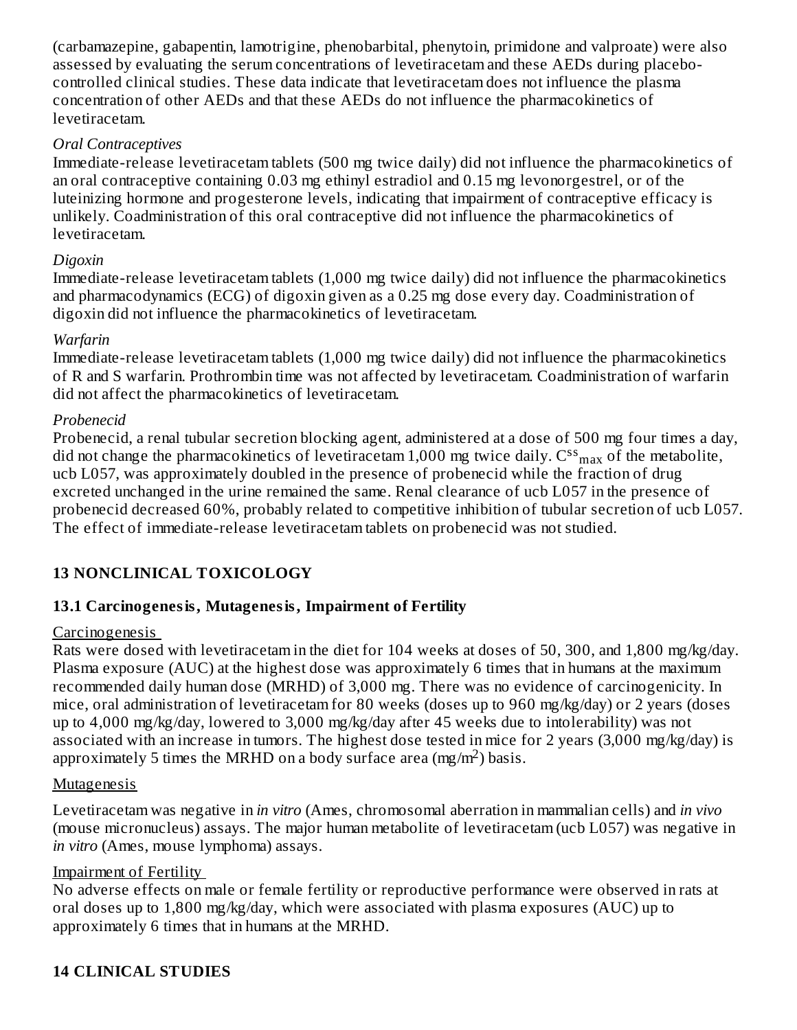(carbamazepine, gabapentin, lamotrigine, phenobarbital, phenytoin, primidone and valproate) were also assessed by evaluating the serum concentrations of levetiracetam and these AEDs during placebo-controlled clinical studies. These data indicate that levetiracetam does not influence the plasma concentration of other AEDs and that these AEDs do not influence the pharmacokinetics of levetiracetam.

*Oral Contraceptives*

Immediate-release levetiracetam tablets (500 mg twice daily) did not influence the pharmacokinetics of an oral contraceptive containing 0.03 mg ethinyl estradiol and 0.15 mg levonorgestrel, or of the luteinizing hormone and progesterone levels, indicating that impairment of contraceptive efficacy is unlikely. Coadministration of this oral contraceptive did not influence the pharmacokinetics of levetiracetam.

*Digoxin*

Immediate-release levetiracetam tablets (1,000 mg twice daily) did not influence the pharmacokinetics and pharmacodynamics (ECG) of digoxin given as a 0.25 mg dose every day. Coadministration of digoxin did not influence the pharmacokinetics of levetiracetam.

*Warfarin*

Immediate-release levetiracetam tablets (1,000 mg twice daily) did not influence the pharmacokinetics of R and S warfarin. Prothrombin time was not affected by levetiracetam. Coadministration of warfarin did not affect the pharmacokinetics of levetiracetam.

*Probenecid*

Probenecid, a renal tubular secretion blocking agent, administered at a dose of 500 mg four times a day, did not change the pharmacokinetics of levetiracetam 1,000 mg twice daily. $C^{ss}_{max}$ of the metabolite, ucb L057, was approximately doubled in the presence of probenecid while the fraction of drug excreted unchanged in the urine remained the same. Renal clearance of ucb L057 in the presence of probenecid decreased 60%, probably related to competitive inhibition of tubular secretion of ucb L057. The effect of immediate-release levetiracetam tablets on probenecid was not studied.

## 13 NONCLINICAL TOXICOLOGY

### 13.1 Carcinogenesis, Mutagenesis, Impairment of Fertility

Carcinogenesis

Rats were dosed with levetiracetam in the diet for 104 weeks at doses of 50, 300, and 1,800 mg/kg/day. Plasma exposure (AUC) at the highest dose was approximately 6 times that in humans at the maximum recommended daily human dose (MRHD) of 3,000 mg. There was no evidence of carcinogenicity. In mice, oral administration of levetiracetam for 80 weeks (doses up to 960 mg/kg/day) or 2 years (doses up to 4,000 mg/kg/day, lowered to 3,000 mg/kg/day after 45 weeks due to intolerability) was not associated with an increase in tumors. The highest dose tested in mice for 2 years (3,000 mg/kg/day) is approximately 5 times the MRHD on a body surface area ($mg/m^2$) basis.

Mutagenesis

Levetiracetam was negative in *in vitro* (Ames, chromosomal aberration in mammalian cells) and *in vivo* (mouse micronucleus) assays. The major human metabolite of levetiracetam (ucb L057) was negative in *in vitro* (Ames, mouse lymphoma) assays.

Impairment of Fertility

No adverse effects on male or female fertility or reproductive performance were observed in rats at oral doses up to 1,800 mg/kg/day, which were associated with plasma exposures (AUC) up to approximately 6 times that in humans at the MRHD.

## 14 CLINICAL STUDIES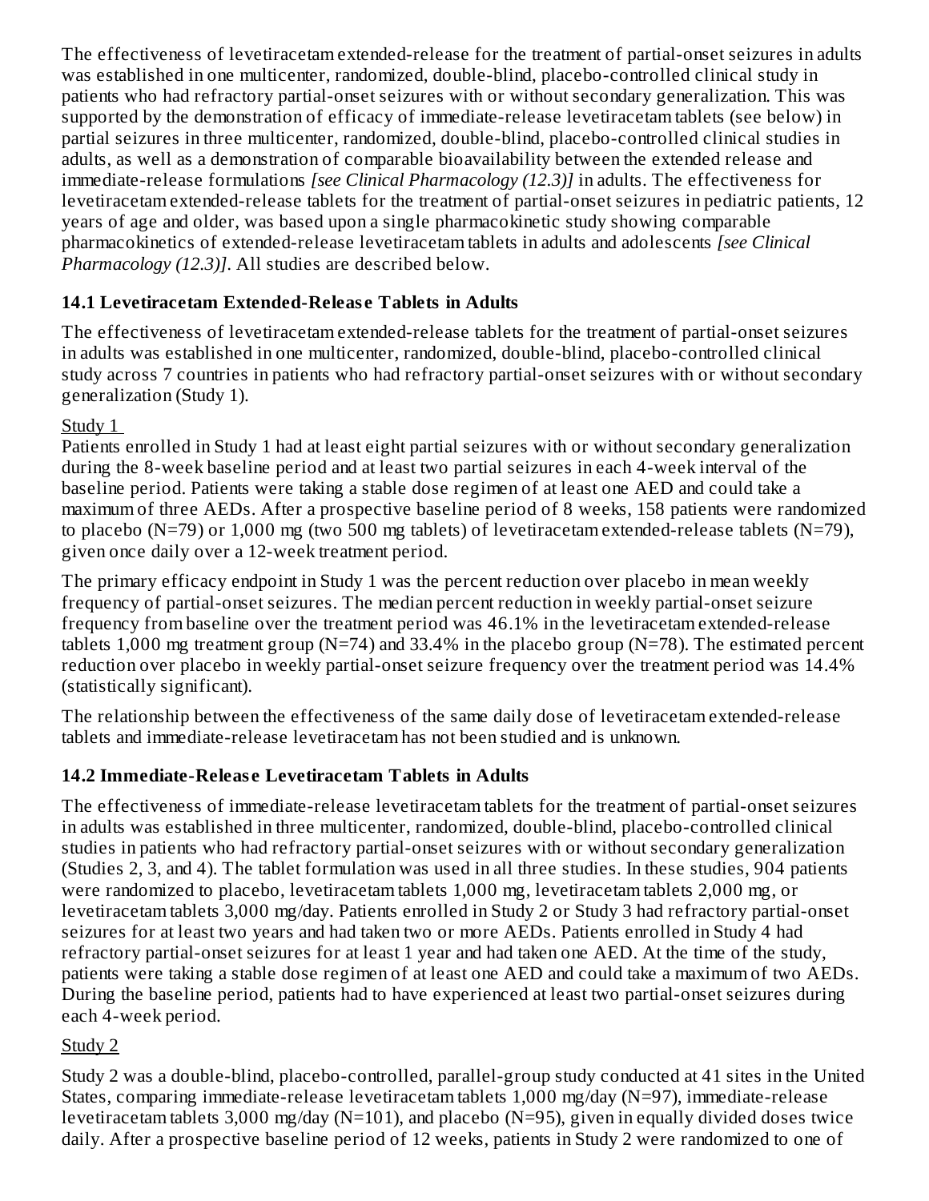The effectiveness of levetiracetam extended-release for the treatment of partial-onset seizures in adults was established in one multicenter, randomized, double-blind, placebo-controlled clinical study in patients who had refractory partial-onset seizures with or without secondary generalization. This was supported by the demonstration of efficacy of immediate-release levetiracetam tablets (see below) in partial seizures in three multicenter, randomized, double-blind, placebo-controlled clinical studies in adults, as well as a demonstration of comparable bioavailability between the extended release and immediate-release formulations *[see Clinical Pharmacology (12.3)]* in adults. The effectiveness for levetiracetam extended-release tablets for the treatment of partial-onset seizures in pediatric patients, 12 years of age and older, was based upon a single pharmacokinetic study showing comparable pharmacokinetics of extended-release levetiracetam tablets in adults and adolescents *[see Clinical Pharmacology (12.3)]*. All studies are described below.

## 14.1 Levetiracetam Extended-Release Tablets in Adults

The effectiveness of levetiracetam extended-release tablets for the treatment of partial-onset seizures in adults was established in one multicenter, randomized, double-blind, placebo-controlled clinical study across 7 countries in patients who had refractory partial-onset seizures with or without secondary generalization (Study 1).

Study 1

Patients enrolled in Study 1 had at least eight partial seizures with or without secondary generalization during the 8-week baseline period and at least two partial seizures in each 4-week interval of the baseline period. Patients were taking a stable dose regimen of at least one AED and could take a maximum of three AEDs. After a prospective baseline period of 8 weeks, 158 patients were randomized to placebo (N=79) or 1,000 mg (two 500 mg tablets) of levetiracetam extended-release tablets (N=79), given once daily over a 12-week treatment period.

The primary efficacy endpoint in Study 1 was the percent reduction over placebo in mean weekly frequency of partial-onset seizures. The median percent reduction in weekly partial-onset seizure frequency from baseline over the treatment period was 46.1% in the levetiracetam extended-release tablets 1,000 mg treatment group (N=74) and 33.4% in the placebo group (N=78). The estimated percent reduction over placebo in weekly partial-onset seizure frequency over the treatment period was 14.4% (statistically significant).

The relationship between the effectiveness of the same daily dose of levetiracetam extended-release tablets and immediate-release levetiracetam has not been studied and is unknown.

## 14.2 Immediate-Release Levetiracetam Tablets in Adults

The effectiveness of immediate-release levetiracetam tablets for the treatment of partial-onset seizures in adults was established in three multicenter, randomized, double-blind, placebo-controlled clinical studies in patients who had refractory partial-onset seizures with or without secondary generalization (Studies 2, 3, and 4). The tablet formulation was used in all three studies. In these studies, 904 patients were randomized to placebo, levetiracetam tablets 1,000 mg, levetiracetam tablets 2,000 mg, or levetiracetam tablets 3,000 mg/day. Patients enrolled in Study 2 or Study 3 had refractory partial-onset seizures for at least two years and had taken two or more AEDs. Patients enrolled in Study 4 had refractory partial-onset seizures for at least 1 year and had taken one AED. At the time of the study, patients were taking a stable dose regimen of at least one AED and could take a maximum of two AEDs. During the baseline period, patients had to have experienced at least two partial-onset seizures during each 4-week period.

Study 2

Study 2 was a double-blind, placebo-controlled, parallel-group study conducted at 41 sites in the United States, comparing immediate-release levetiracetam tablets 1,000 mg/day (N=97), immediate-release levetiracetam tablets 3,000 mg/day (N=101), and placebo (N=95), given in equally divided doses twice daily. After a prospective baseline period of 12 weeks, patients in Study 2 were randomized to one of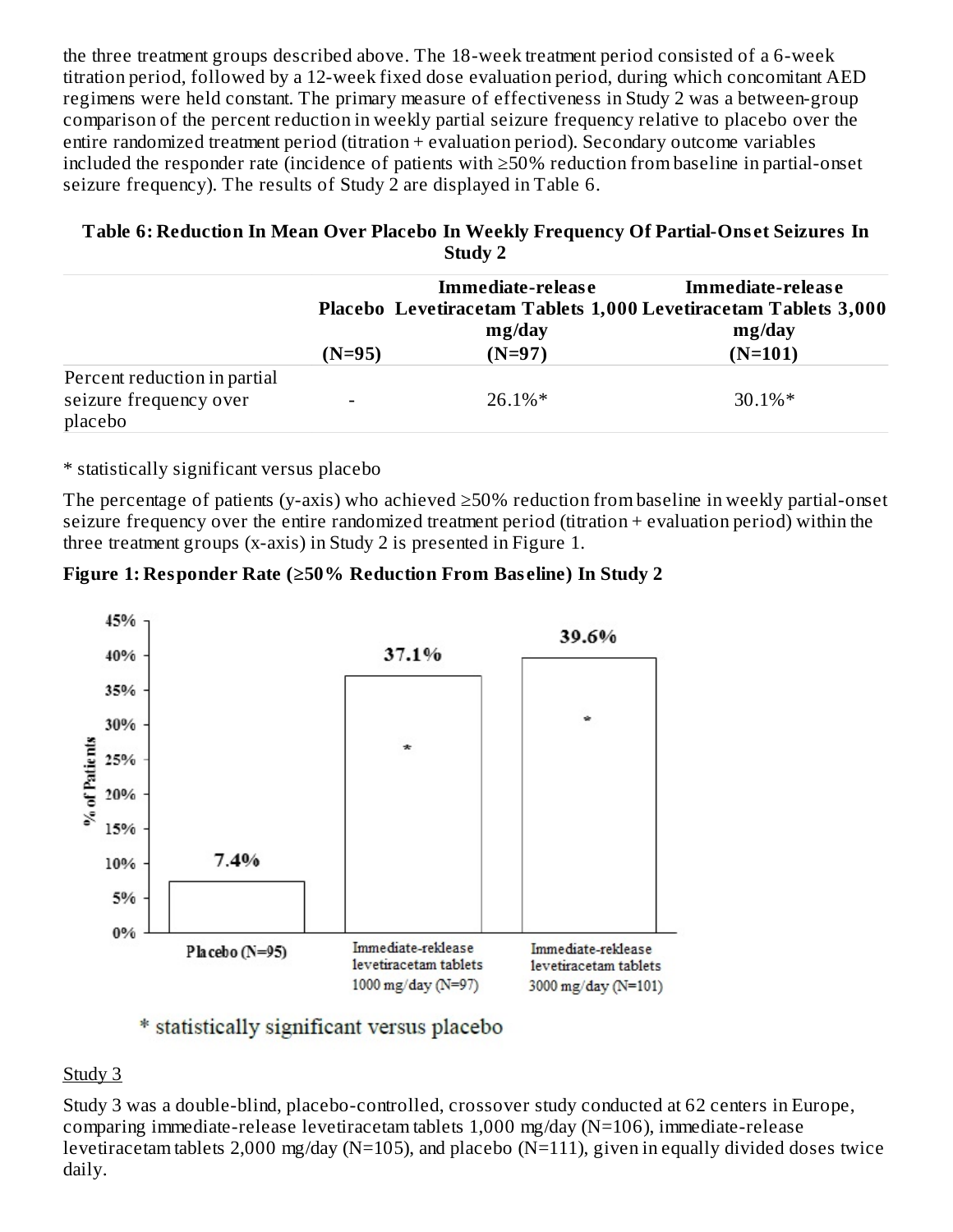the three treatment groups described above. The 18-week treatment period consisted of a 6-week titration period, followed by a 12-week fixed dose evaluation period, during which concomitant AED regimens were held constant. The primary measure of effectiveness in Study 2 was a between-group comparison of the percent reduction in weekly partial seizure frequency relative to placebo over the entire randomized treatment period (titration + evaluation period). Secondary outcome variables included the responder rate (incidence of patients with ≥50% reduction from baseline in partial-onset seizure frequency). The results of Study 2 are displayed in Table 6.

**Table 6: Reduction In Mean Over Placebo In Weekly Frequency Of Partial-Onset Seizures In Study 2**

| | Placebo (N=95) | Immediate-release Levetiracetam Tablets 1,000 mg/day (N=97) | Immediate-release Levetiracetam Tablets 3,000 mg/day (N=101) |
|---|---|---|---|
| Percent reduction in partial seizure frequency over placebo | - | 26.1%* | 30.1%* |

* statistically significant versus placebo

The percentage of patients (y-axis) who achieved ≥50% reduction from baseline in weekly partial-onset seizure frequency over the entire randomized treatment period (titration + evaluation period) within the three treatment groups (x-axis) in Study 2 is presented in Figure 1.

**Figure 1: Responder Rate (≥50% Reduction From Baseline) In Study 2**

| | Placebo (N=95) | Immediate-reklease levetiracetam tablets 1000 mg/day (N=97) | Immediate-reklease levetiracetam tablets 3000 mg/day (N=101) |
|---|---|---|---|
| % of Patients | 7.4% | 37.1%* | 39.6%* |

* statistically significant versus placebo

Study 3

Study 3 was a double-blind, placebo-controlled, crossover study conducted at 62 centers in Europe, comparing immediate-release levetiracetam tablets 1,000 mg/day (N=106), immediate-release levetiracetam tablets 2,000 mg/day (N=105), and placebo (N=111), given in equally divided doses twice daily.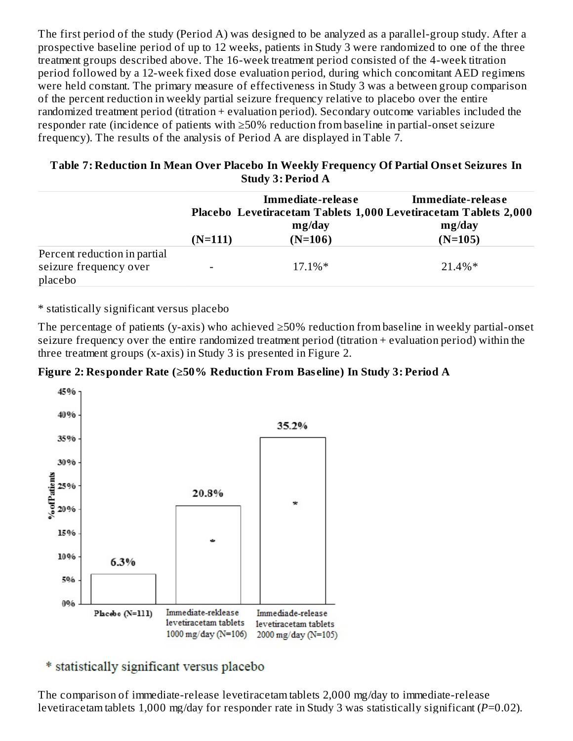The first period of the study (Period A) was designed to be analyzed as a parallel-group study. After a prospective baseline period of up to 12 weeks, patients in Study 3 were randomized to one of the three treatment groups described above. The 16-week treatment period consisted of the 4-week titration period followed by a 12-week fixed dose evaluation period, during which concomitant AED regimens were held constant. The primary measure of effectiveness in Study 3 was a between group comparison of the percent reduction in weekly partial seizure frequency relative to placebo over the entire randomized treatment period (titration + evaluation period). Secondary outcome variables included the responder rate (incidence of patients with ≥50% reduction from baseline in partial-onset seizure frequency). The results of the analysis of Period A are displayed in Table 7.

**Table 7: Reduction In Mean Over Placebo In Weekly Frequency Of Partial Onset Seizures In Study 3: Period A**

| | Placebo (N=111) | Immediate-release Levetiracetam Tablets 1,000 mg/day (N=106) | Immediate-release Levetiracetam Tablets 2,000 mg/day (N=105) |
|---|---|---|---|
| Percent reduction in partial seizure frequency over placebo | - | 17.1%* | 21.4%* |

* statistically significant versus placebo

The percentage of patients (y-axis) who achieved ≥50% reduction from baseline in weekly partial-onset seizure frequency over the entire randomized treatment period (titration + evaluation period) within the three treatment groups (x-axis) in Study 3 is presented in Figure 2.

**Figure 2: Responder Rate (≥50% Reduction From Baseline) In Study 3: Period A**

| | Placebo (N=111) | Immediate-reklease levetiracetam tablets 1000 mg/day (N=106) | Immediade-release levetiracetam tablets 2000 mg/day (N=105) |
|---|---|---|---|
| % of Patients | 6.3% | 20.8%* | 35.2%* |

* statistically significant versus placebo

The comparison of immediate-release levetiracetam tablets 2,000 mg/day to immediate-release levetiracetam tablets 1,000 mg/day for responder rate in Study 3 was statistically significant (*P*=0.02).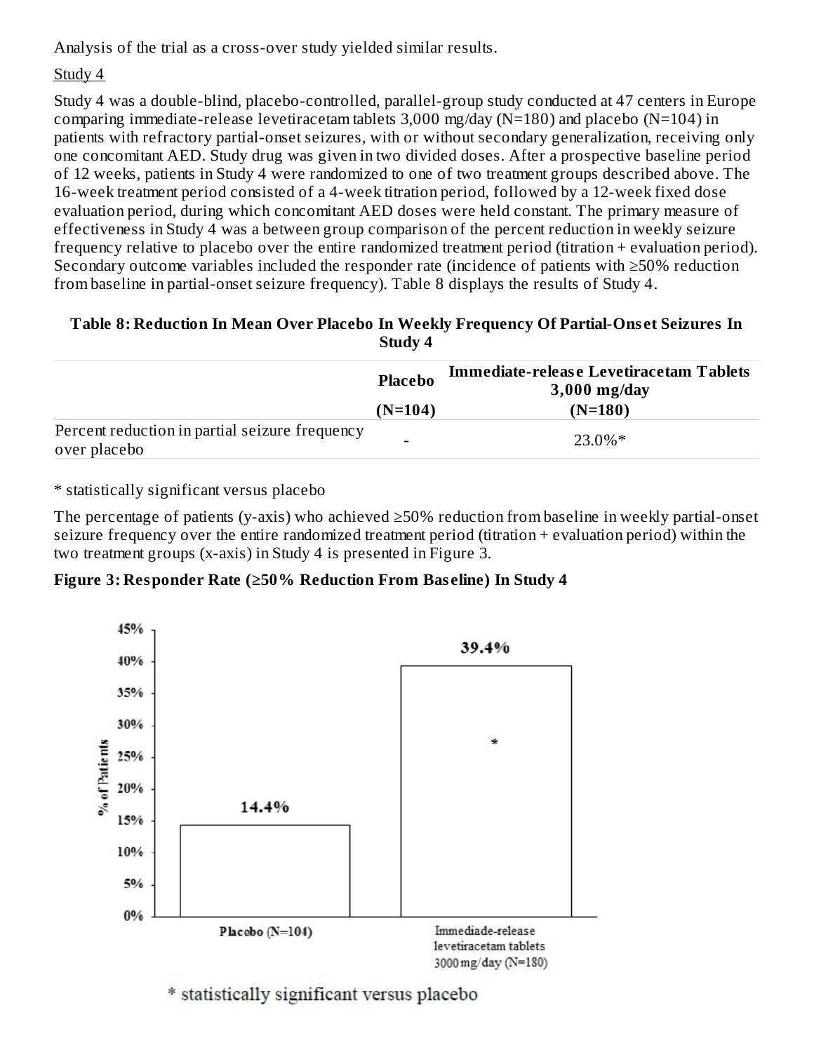Analysis of the trial as a cross-over study yielded similar results.

Study 4

Study 4 was a double-blind, placebo-controlled, parallel-group study conducted at 47 centers in Europe comparing immediate-release levetiracetam tablets 3,000 mg/day (N=180) and placebo (N=104) in patients with refractory partial-onset seizures, with or without secondary generalization, receiving only one concomitant AED. Study drug was given in two divided doses. After a prospective baseline period of 12 weeks, patients in Study 4 were randomized to one of two treatment groups described above. The 16-week treatment period consisted of a 4-week titration period, followed by a 12-week fixed dose evaluation period, during which concomitant AED doses were held constant. The primary measure of effectiveness in Study 4 was a between group comparison of the percent reduction in weekly seizure frequency relative to placebo over the entire randomized treatment period (titration + evaluation period). Secondary outcome variables included the responder rate (incidence of patients with ≥50% reduction from baseline in partial-onset seizure frequency). Table 8 displays the results of Study 4.

**Table 8: Reduction In Mean Over Placebo In Weekly Frequency Of Partial-Onset Seizures In Study 4**

| | Placebo (N=104) | Immediate-release Levetiracetam Tablets 3,000 mg/day (N=180) |
|---|---|---|
| Percent reduction in partial seizure frequency over placebo | - | 23.0%* |

* statistically significant versus placebo

The percentage of patients (y-axis) who achieved ≥50% reduction from baseline in weekly partial-onset seizure frequency over the entire randomized treatment period (titration + evaluation period) within the two treatment groups (x-axis) in Study 4 is presented in Figure 3.

**Figure 3: Responder Rate (≥50% Reduction From Baseline) In Study 4**

| | % of Patients |
|---|---|
| Placebo (N=104) | 14.4% |
| Immediade-release levetiracetam tablets 3000 mg/day (N=180) | 39.4%* |

* statistically significant versus placebo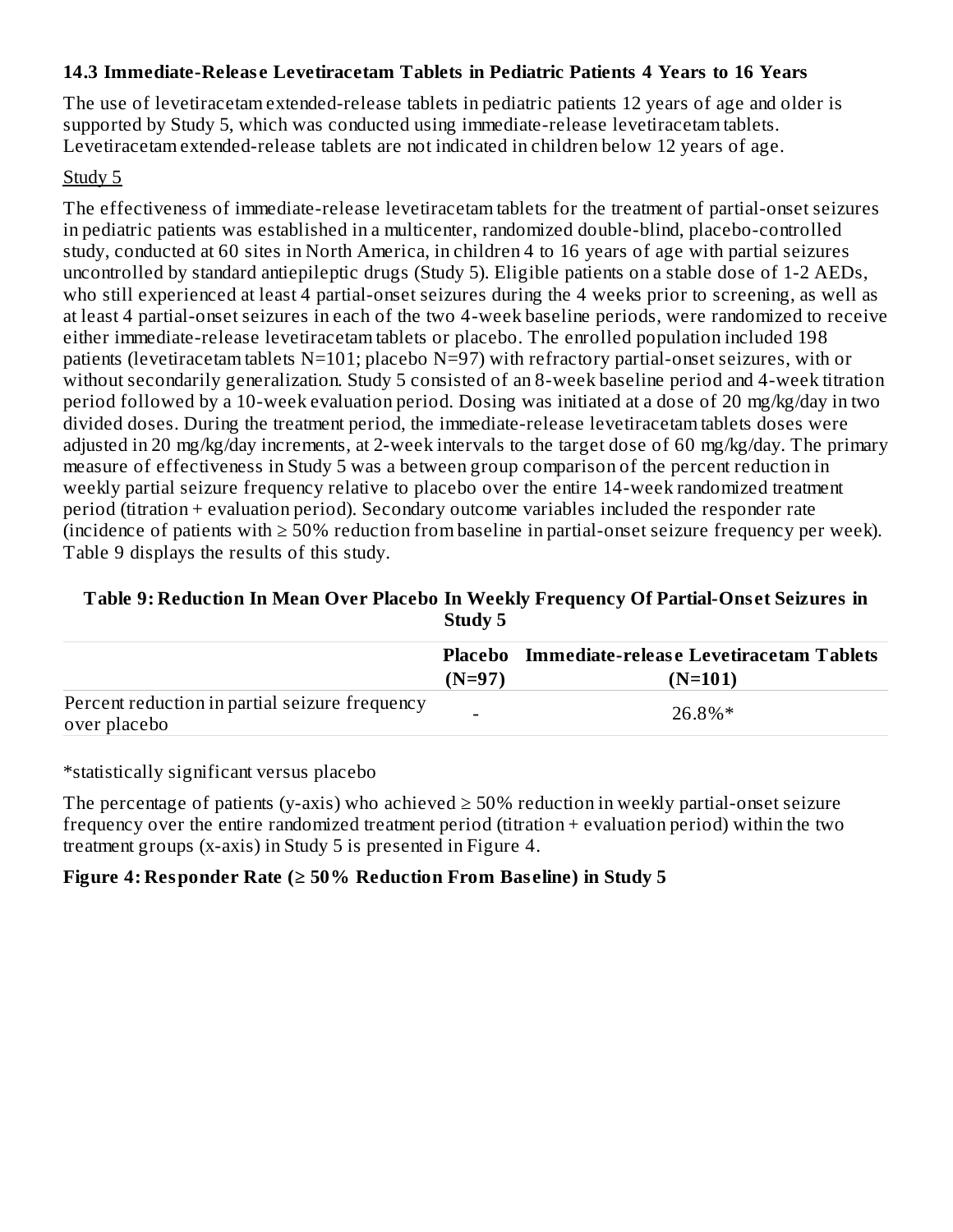### 14.3 Immediate-Release Levetiracetam Tablets in Pediatric Patients 4 Years to 16 Years

The use of levetiracetam extended-release tablets in pediatric patients 12 years of age and older is supported by Study 5, which was conducted using immediate-release levetiracetam tablets. Levetiracetam extended-release tablets are not indicated in children below 12 years of age.

Study 5

The effectiveness of immediate-release levetiracetam tablets for the treatment of partial-onset seizures in pediatric patients was established in a multicenter, randomized double-blind, placebo-controlled study, conducted at 60 sites in North America, in children 4 to 16 years of age with partial seizures uncontrolled by standard antiepileptic drugs (Study 5). Eligible patients on a stable dose of 1-2 AEDs, who still experienced at least 4 partial-onset seizures during the 4 weeks prior to screening, as well as at least 4 partial-onset seizures in each of the two 4-week baseline periods, were randomized to receive either immediate-release levetiracetam tablets or placebo. The enrolled population included 198 patients (levetiracetam tablets N=101; placebo N=97) with refractory partial-onset seizures, with or without secondarily generalization. Study 5 consisted of an 8-week baseline period and 4-week titration period followed by a 10-week evaluation period. Dosing was initiated at a dose of 20 mg/kg/day in two divided doses. During the treatment period, the immediate-release levetiracetam tablets doses were adjusted in 20 mg/kg/day increments, at 2-week intervals to the target dose of 60 mg/kg/day. The primary measure of effectiveness in Study 5 was a between group comparison of the percent reduction in weekly partial seizure frequency relative to placebo over the entire 14-week randomized treatment period (titration + evaluation period). Secondary outcome variables included the responder rate (incidence of patients with ≥ 50% reduction from baseline in partial-onset seizure frequency per week). Table 9 displays the results of this study.

**Table 9: Reduction In Mean Over Placebo In Weekly Frequency Of Partial-Onset Seizures in Study 5**

| | Placebo (N=97) | Immediate-release Levetiracetam Tablets (N=101) |
|---|---|---|
| Percent reduction in partial seizure frequency over placebo | - | 26.8%* |

*statistically significant versus placebo

The percentage of patients (y-axis) who achieved ≥ 50% reduction in weekly partial-onset seizure frequency over the entire randomized treatment period (titration + evaluation period) within the two treatment groups (x-axis) in Study 5 is presented in Figure 4.

**Figure 4: Responder Rate (≥ 50% Reduction From Baseline) in Study 5**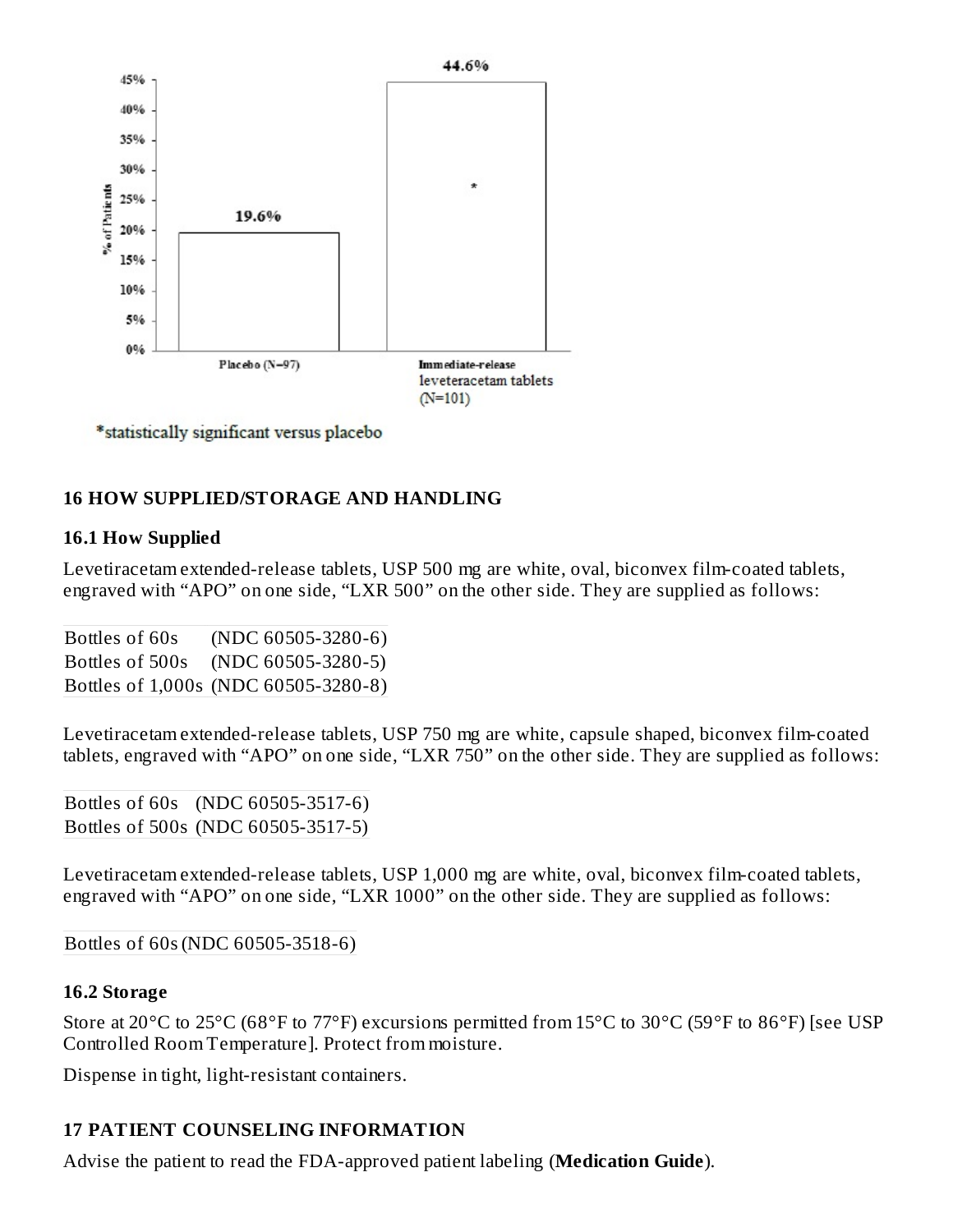| Placebo (N=97) | Immediate-release levetiracetam tablets (N=101) |
|---|---|
| 19.6% | 44.6%* |

*statistically significant versus placebo

## 16 HOW SUPPLIED/STORAGE AND HANDLING

### 16.1 How Supplied

Levetiracetam extended-release tablets, USP 500 mg are white, oval, biconvex film-coated tablets, engraved with "APO" on one side, "LXR 500" on the other side. They are supplied as follows:

| | |
|---|---|
| Bottles of 60s | (NDC 60505-3280-6) |
| Bottles of 500s | (NDC 60505-3280-5) |
| Bottles of 1,000s | (NDC 60505-3280-8) |

Levetiracetam extended-release tablets, USP 750 mg are white, capsule shaped, biconvex film-coated tablets, engraved with "APO" on one side, "LXR 750" on the other side. They are supplied as follows:

| | |
|---|---|
| Bottles of 60s | (NDC 60505-3517-6) |
| Bottles of 500s | (NDC 60505-3517-5) |

Levetiracetam extended-release tablets, USP 1,000 mg are white, oval, biconvex film-coated tablets, engraved with "APO" on one side, "LXR 1000" on the other side. They are supplied as follows:

| | |
|---|---|
| Bottles of 60s | (NDC 60505-3518-6) |

### 16.2 Storage

Store at 20°C to 25°C (68°F to 77°F) excursions permitted from 15°C to 30°C (59°F to 86°F) [see USP Controlled Room Temperature]. Protect from moisture.

Dispense in tight, light-resistant containers.

## 17 PATIENT COUNSELING INFORMATION

Advise the patient to read the FDA-approved patient labeling (**Medication Guide**).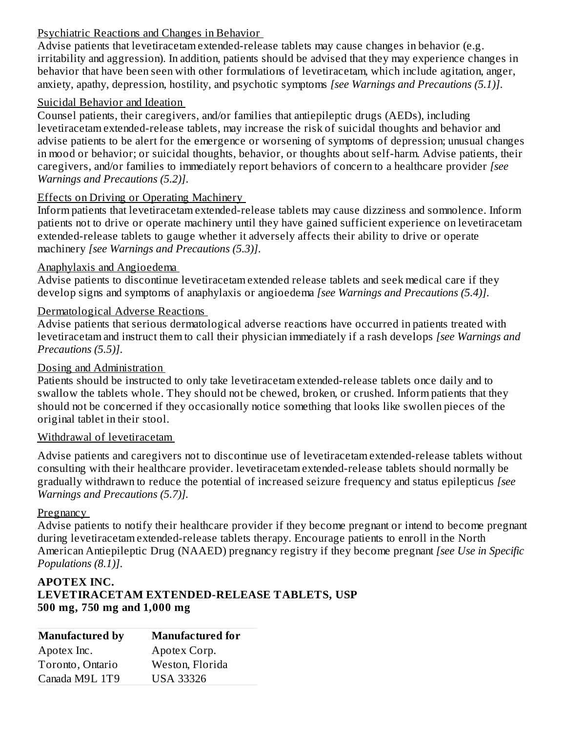Psychiatric Reactions and Changes in Behavior

Advise patients that levetiracetam extended-release tablets may cause changes in behavior (e.g. irritability and aggression). In addition, patients should be advised that they may experience changes in behavior that have been seen with other formulations of levetiracetam, which include agitation, anger, anxiety, apathy, depression, hostility, and psychotic symptoms *[see Warnings and Precautions (5.1)]*.

Suicidal Behavior and Ideation

Counsel patients, their caregivers, and/or families that antiepileptic drugs (AEDs), including levetiracetam extended-release tablets, may increase the risk of suicidal thoughts and behavior and advise patients to be alert for the emergence or worsening of symptoms of depression; unusual changes in mood or behavior; or suicidal thoughts, behavior, or thoughts about self-harm. Advise patients, their caregivers, and/or families to immediately report behaviors of concern to a healthcare provider *[see Warnings and Precautions (5.2)]*.

Effects on Driving or Operating Machinery

Inform patients that levetiracetam extended-release tablets may cause dizziness and somnolence. Inform patients not to drive or operate machinery until they have gained sufficient experience on levetiracetam extended-release tablets to gauge whether it adversely affects their ability to drive or operate machinery *[see Warnings and Precautions (5.3)]*.

Anaphylaxis and Angioedema

Advise patients to discontinue levetiracetam extended release tablets and seek medical care if they develop signs and symptoms of anaphylaxis or angioedema *[see Warnings and Precautions (5.4)]*.

Dermatological Adverse Reactions

Advise patients that serious dermatological adverse reactions have occurred in patients treated with levetiracetam and instruct them to call their physician immediately if a rash develops *[see Warnings and Precautions (5.5)]*.

Dosing and Administration

Patients should be instructed to only take levetiracetam extended-release tablets once daily and to swallow the tablets whole. They should not be chewed, broken, or crushed. Inform patients that they should not be concerned if they occasionally notice something that looks like swollen pieces of the original tablet in their stool.

Withdrawal of levetiracetam

Advise patients and caregivers not to discontinue use of levetiracetam extended-release tablets without consulting with their healthcare provider. levetiracetam extended-release tablets should normally be gradually withdrawn to reduce the potential of increased seizure frequency and status epilepticus *[see Warnings and Precautions (5.7)]*.

Pregnancy

Advise patients to notify their healthcare provider if they become pregnant or intend to become pregnant during levetiracetam extended-release tablets therapy. Encourage patients to enroll in the North American Antiepileptic Drug (NAAED) pregnancy registry if they become pregnant *[see Use in Specific Populations (8.1)]*.

**APOTEX INC.**
**LEVETIRACETAM EXTENDED-RELEASE TABLETS, USP**
**500 mg, 750 mg and 1,000 mg**

| **Manufactured by** | **Manufactured for** |
|---|---|
| Apotex Inc. | Apotex Corp. |
| Toronto, Ontario | Weston, Florida |
| Canada M9L 1T9 | USA 33326 |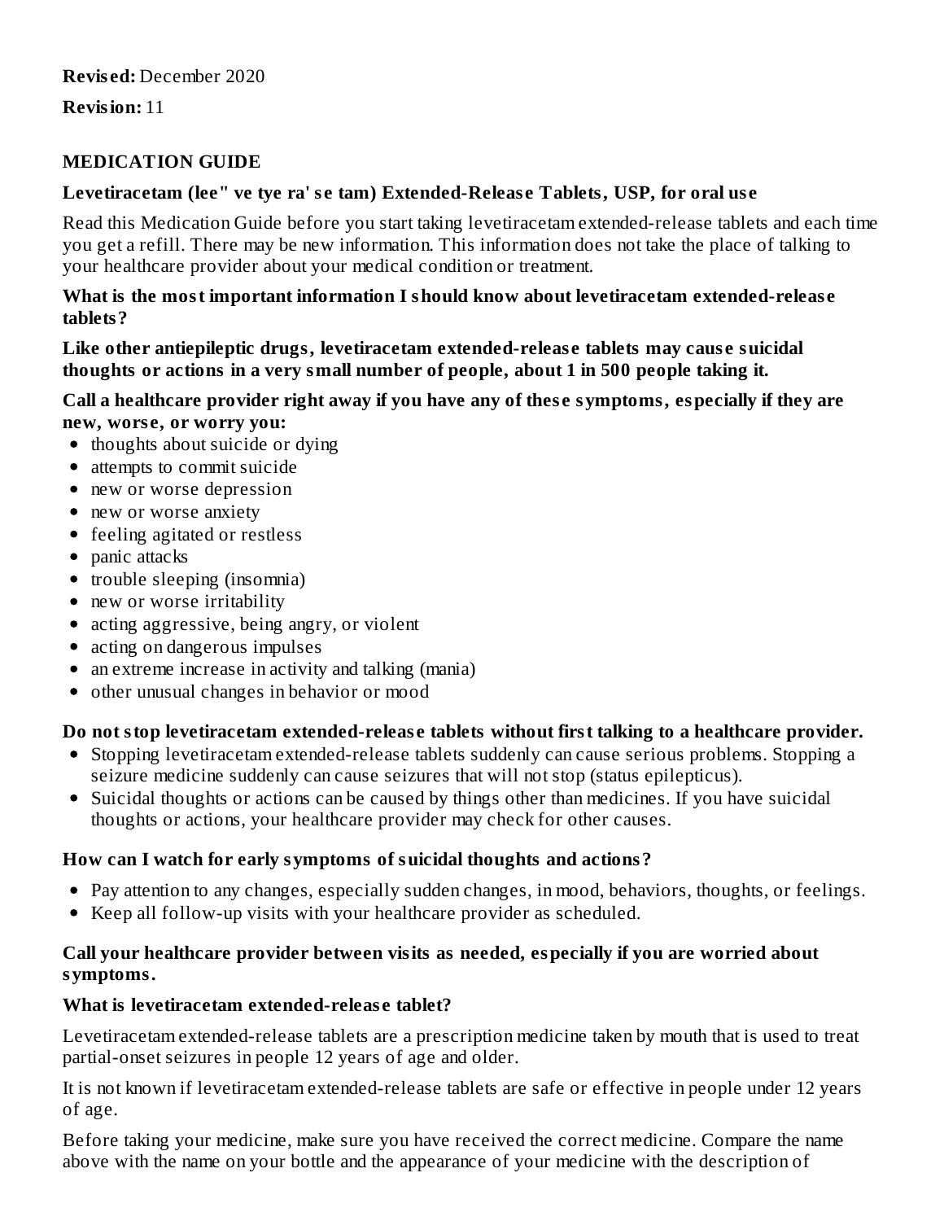**Revised:** December 2020

**Revision:** 11

## MEDICATION GUIDE

### Levetiracetam (lee" ve tye ra' se tam) Extended-Release Tablets, USP, for oral use

Read this Medication Guide before you start taking levetiracetam extended-release tablets and each time you get a refill. There may be new information. This information does not take the place of talking to your healthcare provider about your medical condition or treatment.

**What is the most important information I should know about levetiracetam extended-release tablets?**

**Like other antiepileptic drugs, levetiracetam extended-release tablets may cause suicidal thoughts or actions in a very small number of people, about 1 in 500 people taking it.**

**Call a healthcare provider right away if you have any of these symptoms, especially if they are new, worse, or worry you:**

- thoughts about suicide or dying
- attempts to commit suicide
- new or worse depression
- new or worse anxiety
- feeling agitated or restless
- panic attacks
- trouble sleeping (insomnia)
- new or worse irritability
- acting aggressive, being angry, or violent
- acting on dangerous impulses
- an extreme increase in activity and talking (mania)
- other unusual changes in behavior or mood

**Do not stop levetiracetam extended-release tablets without first talking to a healthcare provider.**

- Stopping levetiracetam extended-release tablets suddenly can cause serious problems. Stopping a seizure medicine suddenly can cause seizures that will not stop (status epilepticus).
- Suicidal thoughts or actions can be caused by things other than medicines. If you have suicidal thoughts or actions, your healthcare provider may check for other causes.

**How can I watch for early symptoms of suicidal thoughts and actions?**

- Pay attention to any changes, especially sudden changes, in mood, behaviors, thoughts, or feelings.
- Keep all follow-up visits with your healthcare provider as scheduled.

**Call your healthcare provider between visits as needed, especially if you are worried about symptoms.**

**What is levetiracetam extended-release tablet?**

Levetiracetam extended-release tablets are a prescription medicine taken by mouth that is used to treat partial-onset seizures in people 12 years of age and older.

It is not known if levetiracetam extended-release tablets are safe or effective in people under 12 years of age.

Before taking your medicine, make sure you have received the correct medicine. Compare the name above with the name on your bottle and the appearance of your medicine with the description of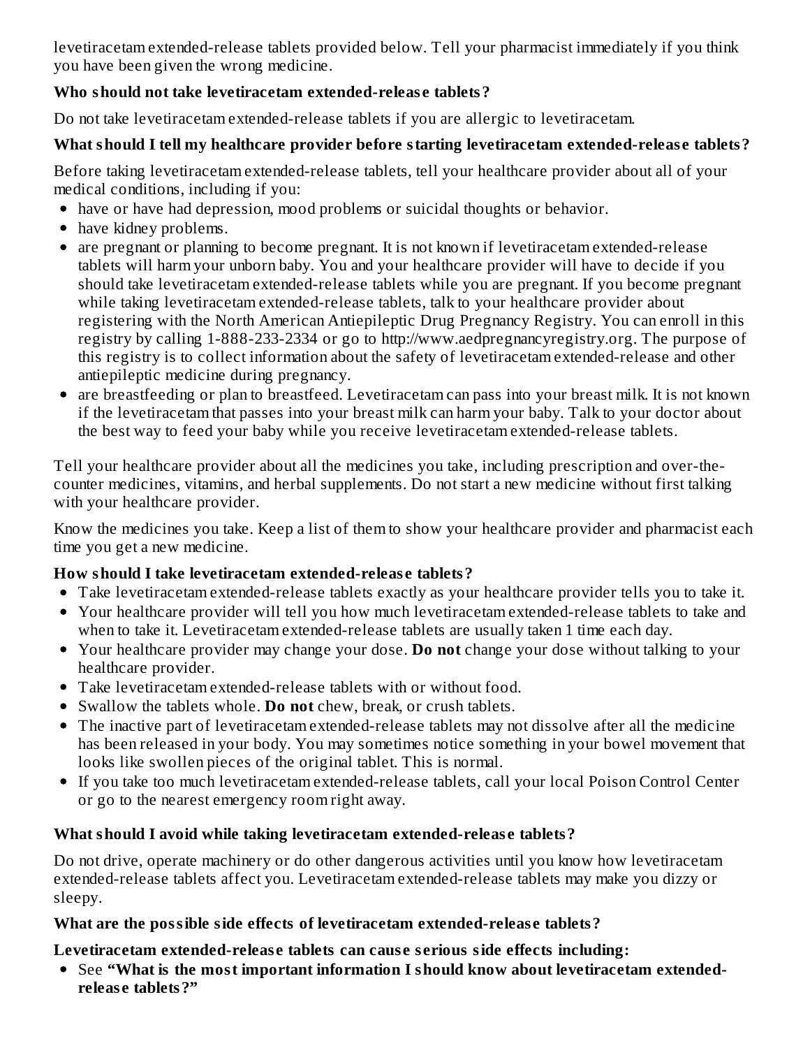levetiracetam extended-release tablets provided below. Tell your pharmacist immediately if you think you have been given the wrong medicine.

**Who should not take levetiracetam extended-release tablets?**

Do not take levetiracetam extended-release tablets if you are allergic to levetiracetam.

**What should I tell my healthcare provider before starting levetiracetam extended-release tablets?**

Before taking levetiracetam extended-release tablets, tell your healthcare provider about all of your medical conditions, including if you:

- have or have had depression, mood problems or suicidal thoughts or behavior.
- have kidney problems.
- are pregnant or planning to become pregnant. It is not known if levetiracetam extended-release tablets will harm your unborn baby. You and your healthcare provider will have to decide if you should take levetiracetam extended-release tablets while you are pregnant. If you become pregnant while taking levetiracetam extended-release tablets, talk to your healthcare provider about registering with the North American Antiepileptic Drug Pregnancy Registry. You can enroll in this registry by calling 1-888-233-2334 or go to http://www.aedpregnancyregistry.org. The purpose of this registry is to collect information about the safety of levetiracetam extended-release and other antiepileptic medicine during pregnancy.
- are breastfeeding or plan to breastfeed. Levetiracetam can pass into your breast milk. It is not known if the levetiracetam that passes into your breast milk can harm your baby. Talk to your doctor about the best way to feed your baby while you receive levetiracetam extended-release tablets.

Tell your healthcare provider about all the medicines you take, including prescription and over-the-counter medicines, vitamins, and herbal supplements. Do not start a new medicine without first talking with your healthcare provider.

Know the medicines you take. Keep a list of them to show your healthcare provider and pharmacist each time you get a new medicine.

**How should I take levetiracetam extended-release tablets?**

- Take levetiracetam extended-release tablets exactly as your healthcare provider tells you to take it.
- Your healthcare provider will tell you how much levetiracetam extended-release tablets to take and when to take it. Levetiracetam extended-release tablets are usually taken 1 time each day.
- Your healthcare provider may change your dose. **Do not** change your dose without talking to your healthcare provider.
- Take levetiracetam extended-release tablets with or without food.
- Swallow the tablets whole. **Do not** chew, break, or crush tablets.
- The inactive part of levetiracetam extended-release tablets may not dissolve after all the medicine has been released in your body. You may sometimes notice something in your bowel movement that looks like swollen pieces of the original tablet. This is normal.
- If you take too much levetiracetam extended-release tablets, call your local Poison Control Center or go to the nearest emergency room right away.

**What should I avoid while taking levetiracetam extended-release tablets?**

Do not drive, operate machinery or do other dangerous activities until you know how levetiracetam extended-release tablets affect you. Levetiracetam extended-release tablets may make you dizzy or sleepy.

**What are the possible side effects of levetiracetam extended-release tablets?**

**Levetiracetam extended-release tablets can cause serious side effects including:**

- See **"What is the most important information I should know about levetiracetam extended-release tablets?"**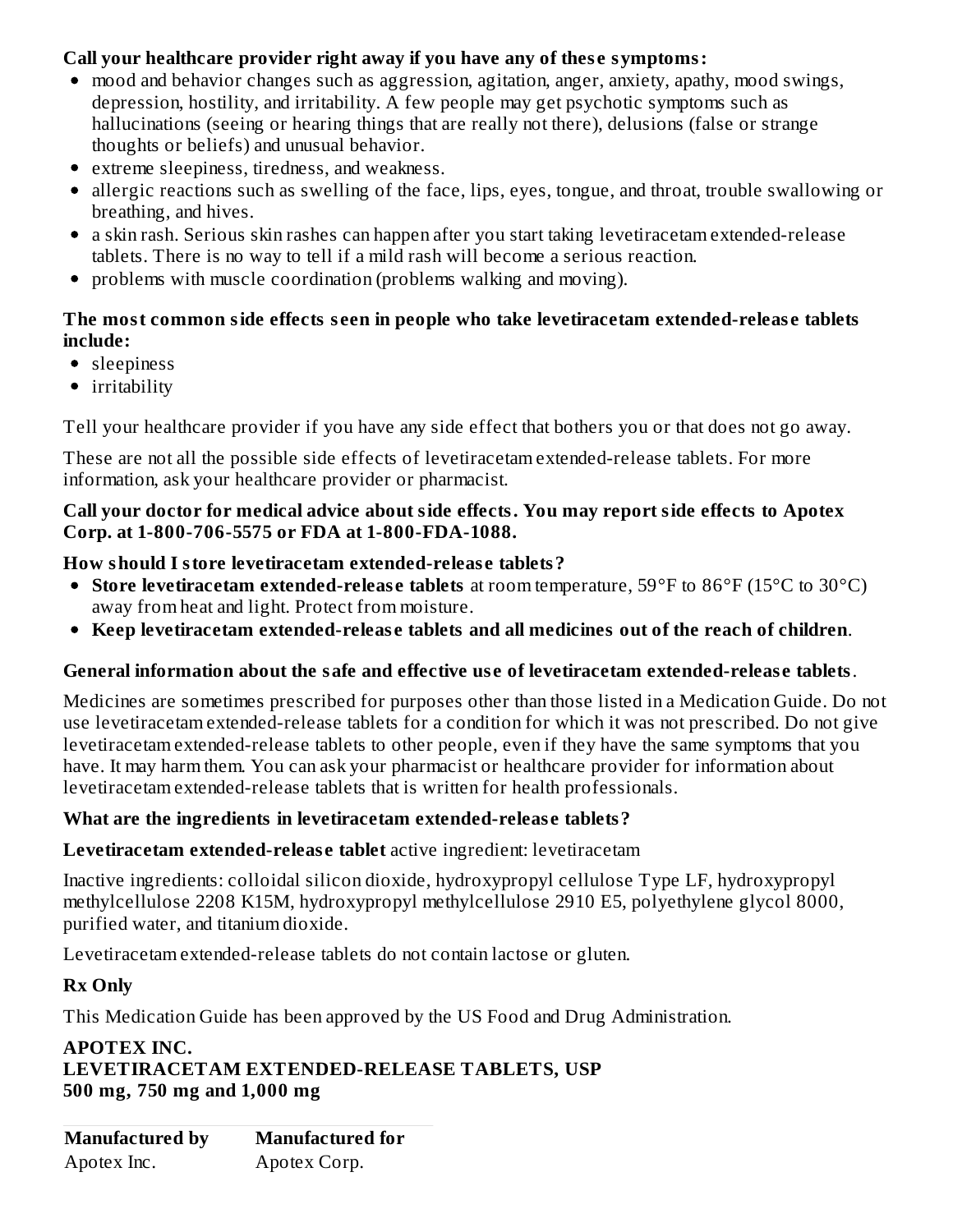**Call your healthcare provider right away if you have any of these symptoms:**

- mood and behavior changes such as aggression, agitation, anger, anxiety, apathy, mood swings, depression, hostility, and irritability. A few people may get psychotic symptoms such as hallucinations (seeing or hearing things that are really not there), delusions (false or strange thoughts or beliefs) and unusual behavior.
- extreme sleepiness, tiredness, and weakness.
- allergic reactions such as swelling of the face, lips, eyes, tongue, and throat, trouble swallowing or breathing, and hives.
- a skin rash. Serious skin rashes can happen after you start taking levetiracetam extended-release tablets. There is no way to tell if a mild rash will become a serious reaction.
- problems with muscle coordination (problems walking and moving).

**The most common side effects seen in people who take levetiracetam extended-release tablets include:**

- sleepiness
- irritability

Tell your healthcare provider if you have any side effect that bothers you or that does not go away.

These are not all the possible side effects of levetiracetam extended-release tablets. For more information, ask your healthcare provider or pharmacist.

**Call your doctor for medical advice about side effects. You may report side effects to Apotex Corp. at 1-800-706-5575 or FDA at 1-800-FDA-1088.**

**How should I store levetiracetam extended-release tablets?**

- **Store levetiracetam extended-release tablets** at room temperature, 59°F to 86°F (15°C to 30°C) away from heat and light. Protect from moisture.
- **Keep levetiracetam extended-release tablets and all medicines out of the reach of children**.

**General information about the safe and effective use of levetiracetam extended-release tablets**.

Medicines are sometimes prescribed for purposes other than those listed in a Medication Guide. Do not use levetiracetam extended-release tablets for a condition for which it was not prescribed. Do not give levetiracetam extended-release tablets to other people, even if they have the same symptoms that you have. It may harm them. You can ask your pharmacist or healthcare provider for information about levetiracetam extended-release tablets that is written for health professionals.

**What are the ingredients in levetiracetam extended-release tablets?**

**Levetiracetam extended-release tablet** active ingredient: levetiracetam

Inactive ingredients: colloidal silicon dioxide, hydroxypropyl cellulose Type LF, hydroxypropyl methylcellulose 2208 K15M, hydroxypropyl methylcellulose 2910 E5, polyethylene glycol 8000, purified water, and titanium dioxide.

Levetiracetam extended-release tablets do not contain lactose or gluten.

**Rx Only**

This Medication Guide has been approved by the US Food and Drug Administration.

**APOTEX INC.**
**LEVETIRACETAM EXTENDED-RELEASE TABLETS, USP**
**500 mg, 750 mg and 1,000 mg**

| **Manufactured by** | **Manufactured for** |
|---|---|
| Apotex Inc. | Apotex Corp. |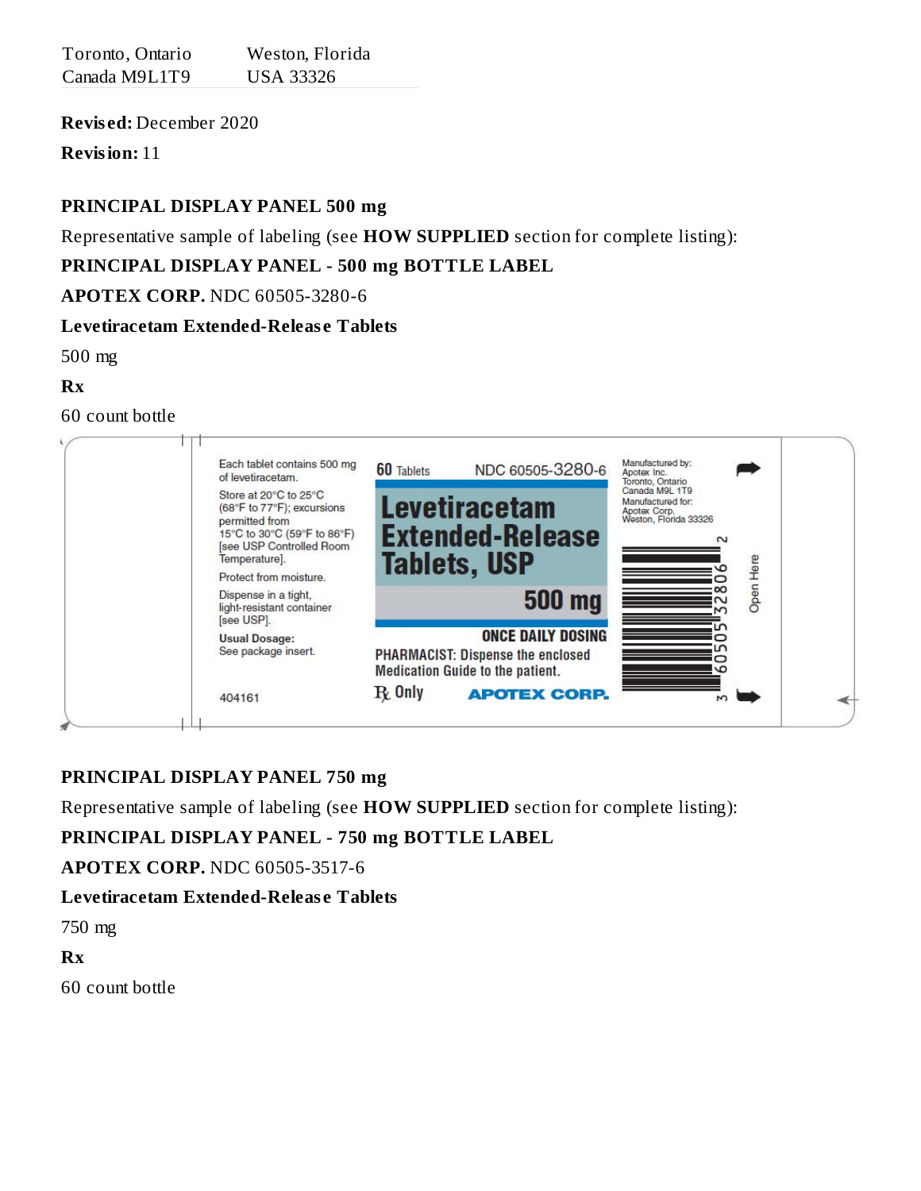| Toronto, Ontario | Weston, Florida |
| --- | --- |
| Canada M9L1T9 | USA 33326 |

**Revised:** December 2020

**Revision:** 11

**PRINCIPAL DISPLAY PANEL 500 mg**

Representative sample of labeling (see **HOW SUPPLIED** section for complete listing):

**PRINCIPAL DISPLAY PANEL - 500 mg BOTTLE LABEL**

**APOTEX CORP.** NDC 60505-3280-6

**Levetiracetam Extended-Release Tablets**

500 mg

**Rx**

60 count bottle

Each tablet contains 500 mg of levetiracetam.

Store at 20°C to 25°C (68°F to 77°F); excursions permitted from 15°C to 30°C (59°F to 86°F) [see USP Controlled Room Temperature].

Protect from moisture.

Dispense in a tight, light-resistant container [see USP].

Usual Dosage: See package insert.

404161

60 Tablets NDC 60505-3280-6

Levetiracetam Extended-Release Tablets, USP

500 mg

ONCE DAILY DOSING

PHARMACIST: Dispense the enclosed Medication Guide to the patient.

℞ Only APOTEX CORP.

Manufactured by: Apotex Inc. Toronto, Ontario Canada M9L 1T9

Manufactured for: Apotex Corp. Weston, Florida 33326

3 60505 32806 2

Open Here

**PRINCIPAL DISPLAY PANEL 750 mg**

Representative sample of labeling (see **HOW SUPPLIED** section for complete listing):

**PRINCIPAL DISPLAY PANEL - 750 mg BOTTLE LABEL**

**APOTEX CORP.** NDC 60505-3517-6

**Levetiracetam Extended-Release Tablets**

750 mg

**Rx**

60 count bottle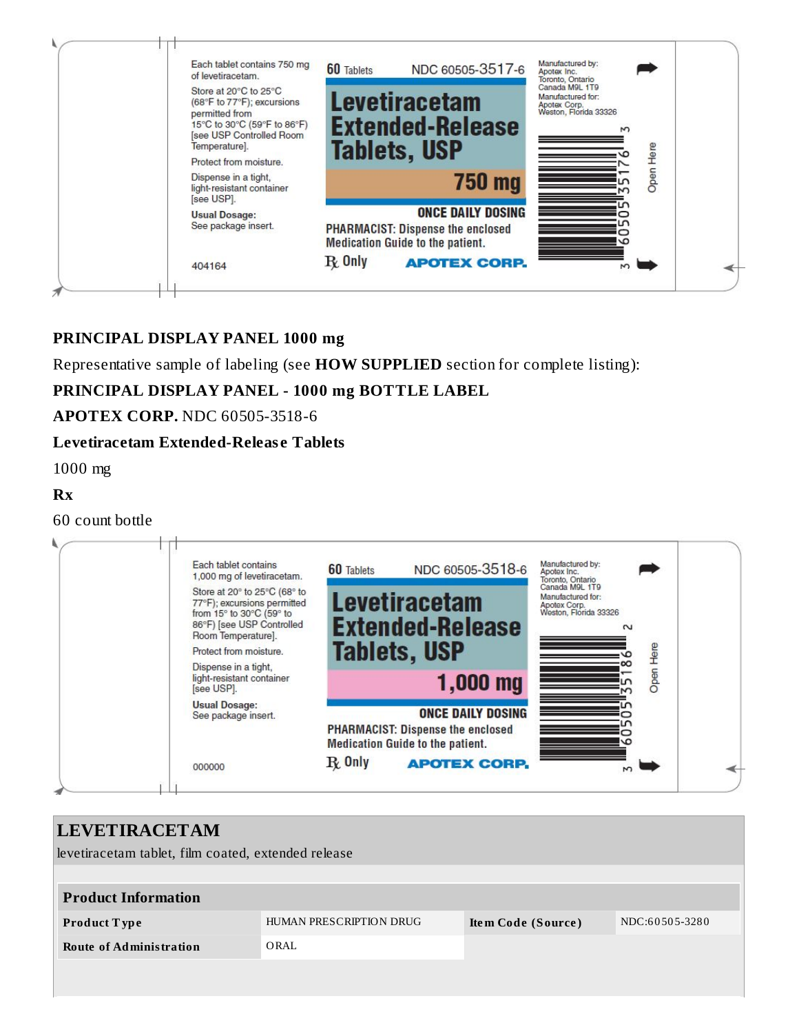Each tablet contains 750 mg of levetiracetam.

Store at 20°C to 25°C (68°F to 77°F); excursions permitted from 15°C to 30°C (59°F to 86°F) [see USP Controlled Room Temperature].

Protect from moisture.

Dispense in a tight, light-resistant container [see USP].

**Usual Dosage:** See package insert.

404164

60 Tablets NDC 60505-3517-6

**Levetiracetam Extended-Release Tablets, USP**

**750 mg**

**ONCE DAILY DOSING**

PHARMACIST: Dispense the enclosed Medication Guide to the patient.

℞ Only

**APOTEX CORP.**

Manufactured by: Apotex Inc. Toronto, Ontario Canada M9L 1T9

Manufactured for: Apotex Corp. Weston, Florida 33326

3 60505 35176 3

Open Here

**PRINCIPAL DISPLAY PANEL 1000 mg**

Representative sample of labeling (see **HOW SUPPLIED** section for complete listing):

**PRINCIPAL DISPLAY PANEL - 1000 mg BOTTLE LABEL**

**APOTEX CORP.** NDC 60505-3518-6

**Levetiracetam Extended-Release Tablets**

1000 mg

**Rx**

60 count bottle

Each tablet contains 1,000 mg of levetiracetam.

Store at 20° to 25°C (68° to 77°F); excursions permitted from 15° to 30°C (59° to 86°F) [see USP Controlled Room Temperature].

Protect from moisture.

Dispense in a tight, light-resistant container [see USP].

**Usual Dosage:** See package insert.

000000

60 Tablets NDC 60505-3518-6

**Levetiracetam Extended-Release Tablets, USP**

**1,000 mg**

**ONCE DAILY DOSING**

PHARMACIST: Dispense the enclosed Medication Guide to the patient.

℞ Only

**APOTEX CORP.**

Manufactured by: Apotex Inc. Toronto, Ontario Canada M9L 1T9

Manufactured for: Apotex Corp. Weston, Florida 33326

3 60505 35186 2

Open Here

## LEVETIRACETAM

levetiracetam tablet, film coated, extended release

| Product Information | | | |
|---|---|---|---|
| **Product Type** | HUMAN PRESCRIPTION DRUG | **Item Code (Source)** | NDC:60505-3280 |
| **Route of Administration** | ORAL | | |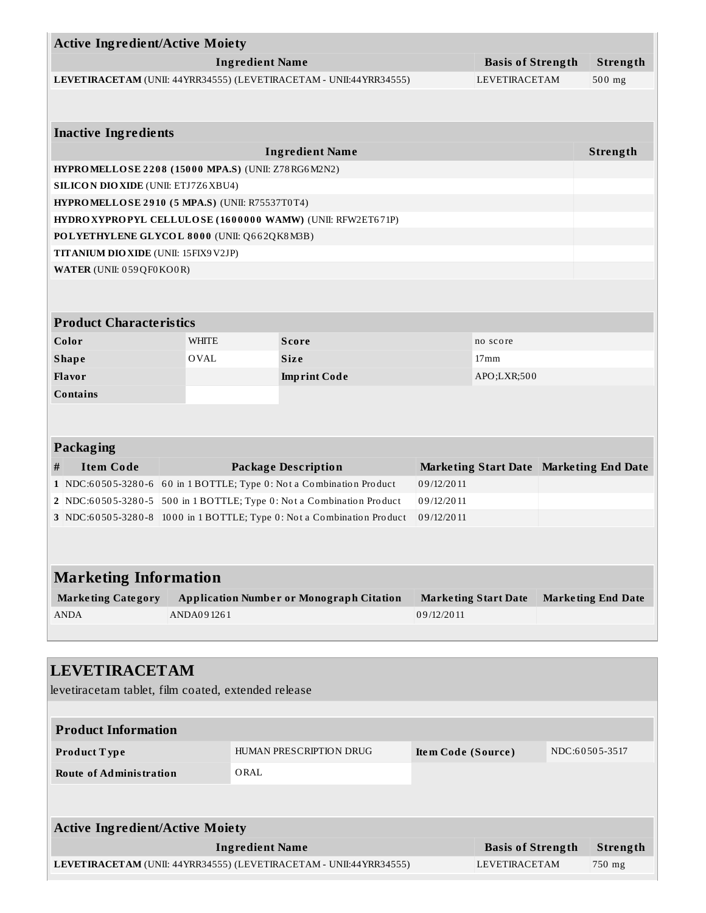| Active Ingredient/Active Moiety | | |
|---|---|---|
| **Ingredient Name** | **Basis of Strength** | **Strength** |
| **LEVETIRACETAM** (UNII: 44YRR34555) (LEVETIRACETAM - UNII:44YRR34555) | LEVETIRACETAM | 500 mg |

| Inactive Ingredients | |
|---|---|
| **Ingredient Name** | **Strength** |
| **HYPROMELLOSE 2208 (15000 MPA.S)** (UNII: Z78RG6M2N2) | |
| **SILICON DIOXIDE** (UNII: ETJ7Z6XBU4) | |
| **HYPROMELLOSE 2910 (5 MPA.S)** (UNII: R75537T0T4) | |
| **HYDROXYPROPYL CELLULOSE (1600000 WAMW)** (UNII: RFW2ET671P) | |
| **POLYETHYLENE GLYCOL 8000** (UNII: Q662QK8M3B) | |
| **TITANIUM DIOXIDE** (UNII: 15FIX9V2JP) | |
| **WATER** (UNII: 059QF0KO0R) | |

| Product Characteristics | | | |
|---|---|---|---|
| **Color** | WHITE | **Score** | no score |
| **Shape** | OVAL | **Size** | 17mm |
| **Flavor** | | **Imprint Code** | APO;LXR;500 |
| **Contains** | | | |

| Packaging | | | | |
|---|---|---|---|---|
| **#** | **Item Code** | **Package Description** | **Marketing Start Date** | **Marketing End Date** |
| **1** | NDC:60505-3280-6 | 60 in 1 BOTTLE; Type 0: Not a Combination Product | 09/12/2011 | |
| **2** | NDC:60505-3280-5 | 500 in 1 BOTTLE; Type 0: Not a Combination Product | 09/12/2011 | |
| **3** | NDC:60505-3280-8 | 1000 in 1 BOTTLE; Type 0: Not a Combination Product | 09/12/2011 | |

## Marketing Information

| Marketing Category | Application Number or Monograph Citation | Marketing Start Date | Marketing End Date |
|---|---|---|---|
| ANDA | ANDA091261 | 09/12/2011 | |

# LEVETIRACETAM

levetiracetam tablet, film coated, extended release

| Product Information | | | |
|---|---|---|---|
| **Product Type** | HUMAN PRESCRIPTION DRUG | **Item Code (Source)** | NDC:60505-3517 |
| **Route of Administration** | ORAL | | |

| Active Ingredient/Active Moiety | | |
|---|---|---|
| **Ingredient Name** | **Basis of Strength** | **Strength** |
| **LEVETIRACETAM** (UNII: 44YRR34555) (LEVETIRACETAM - UNII:44YRR34555) | LEVETIRACETAM | 750 mg |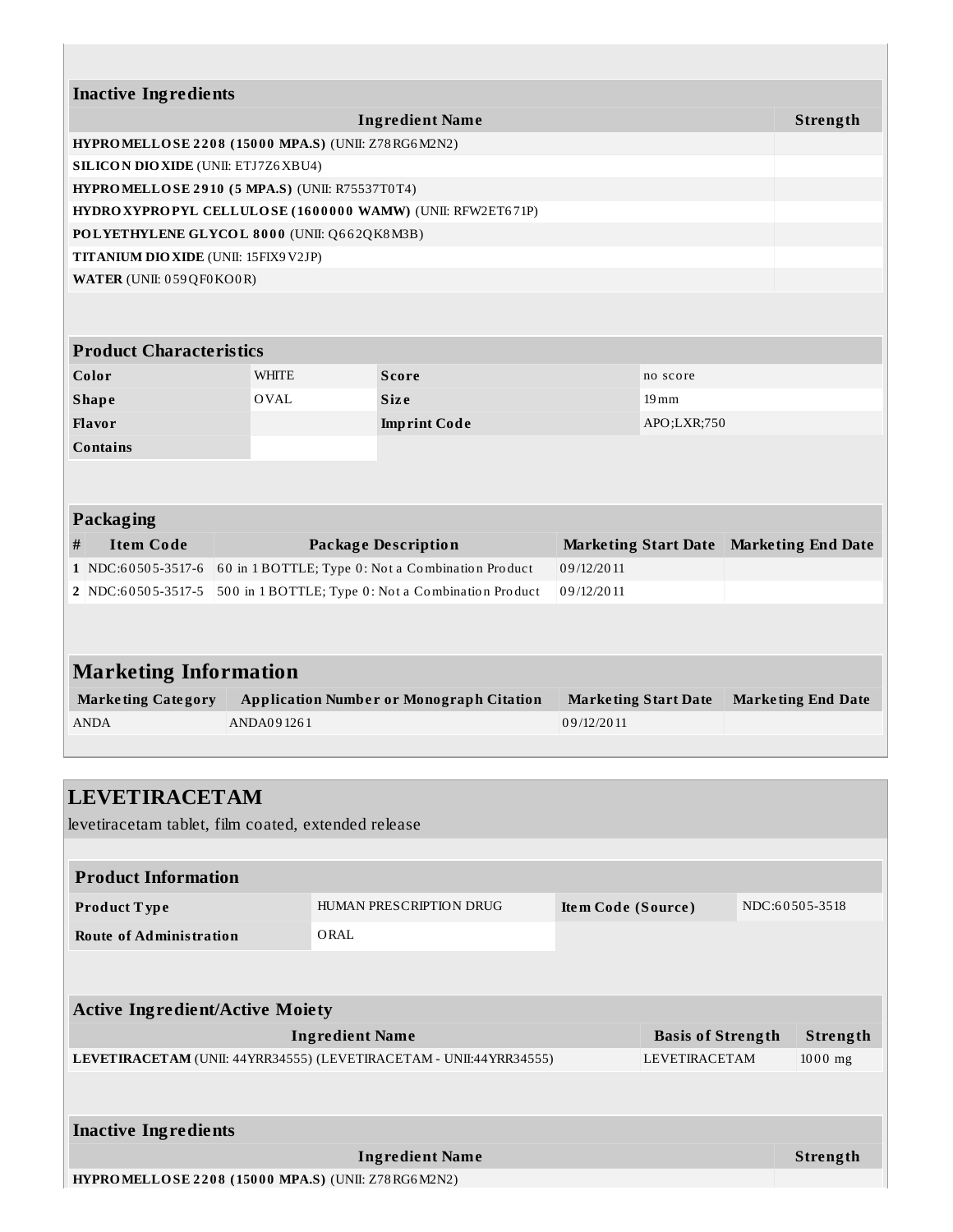| Inactive Ingredients | |
|---|---|
| **Ingredient Name** | **Strength** |
| **HYPROMELLOSE 2208 (15000 MPA.S)** (UNII: Z78RG6M2N2) | |
| **SILICON DIOXIDE** (UNII: ETJ7Z6XBU4) | |
| **HYPROMELLOSE 2910 (5 MPA.S)** (UNII: R75537T0T4) | |
| **HYDROXYPROPYL CELLULOSE (1600000 WAMW)** (UNII: RFW2ET671P) | |
| **POLYETHYLENE GLYCOL 8000** (UNII: Q662QK8M3B) | |
| **TITANIUM DIOXIDE** (UNII: 15FIX9V2JP) | |
| **WATER** (UNII: 059QF0KO0R) | |

| Product Characteristics | | | |
|---|---|---|---|
| **Color** | WHITE | **Score** | no score |
| **Shape** | OVAL | **Size** | 19mm |
| **Flavor** | | **Imprint Code** | APO;LXR;750 |
| **Contains** | | | |

| Packaging | | | | |
|---|---|---|---|---|
| **#** | **Item Code** | **Package Description** | **Marketing Start Date** | **Marketing End Date** |
| **1** | NDC:60505-3517-6 | 60 in 1 BOTTLE; Type 0: Not a Combination Product | 09/12/2011 | |
| **2** | NDC:60505-3517-5 | 500 in 1 BOTTLE; Type 0: Not a Combination Product | 09/12/2011 | |

| Marketing Information | | | |
|---|---|---|---|
| **Marketing Category** | **Application Number or Monograph Citation** | **Marketing Start Date** | **Marketing End Date** |
| ANDA | ANDA091261 | 09/12/2011 | |

## LEVETIRACETAM

levetiracetam tablet, film coated, extended release

| Product Information | | | |
|---|---|---|---|
| **Product Type** | HUMAN PRESCRIPTION DRUG | **Item Code (Source)** | NDC:60505-3518 |
| **Route of Administration** | ORAL | | |

| Active Ingredient/Active Moiety | | |
|---|---|---|
| **Ingredient Name** | **Basis of Strength** | **Strength** |
| **LEVETIRACETAM** (UNII: 44YRR34555) (LEVETIRACETAM - UNII:44YRR34555) | LEVETIRACETAM | 1000 mg |

| Inactive Ingredients | |
|---|---|
| **Ingredient Name** | **Strength** |
| **HYPROMELLOSE 2208 (15000 MPA.S)** (UNII: Z78RG6M2N2) | |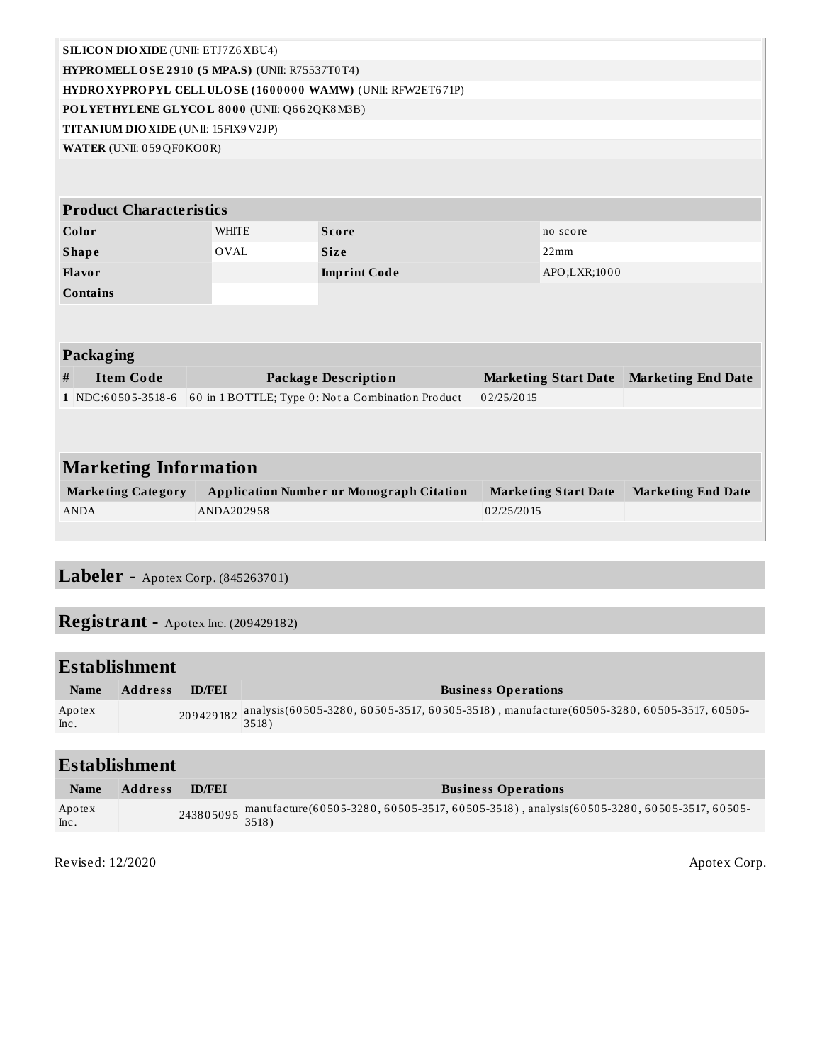| | |
|---|---|
| **SILICON DIOXIDE** (UNII: ETJ7Z6XBU4) | |
| **HYPROMELLOSE 2910 (5 MPA.S)** (UNII: R75537T0T4) | |
| **HYDROXYPROPYL CELLULOSE (1600000 WAMW)** (UNII: RFW2ET671P) | |
| **POLYETHYLENE GLYCOL 8000** (UNII: Q662QK8M3B) | |
| **TITANIUM DIOXIDE** (UNII: 15FIX9V2JP) | |
| **WATER** (UNII: 059QF0KO0R) | |

| **Product Characteristics** | | | |
|---|---|---|---|
| **Color** | WHITE | **Score** | no score |
| **Shape** | OVAL | **Size** | 22mm |
| **Flavor** | | **Imprint Code** | APO;LXR;1000 |
| **Contains** | | | |

**Packaging**

| # | Item Code | Package Description | Marketing Start Date | Marketing End Date |
|---|---|---|---|---|
| 1 | NDC:60505-3518-6 | 60 in 1 BOTTLE; Type 0: Not a Combination Product | 02/25/2015 | |

**Marketing Information**

| Marketing Category | Application Number or Monograph Citation | Marketing Start Date | Marketing End Date |
|---|---|---|---|
| ANDA | ANDA202958 | 02/25/2015 | |

## Labeler - Apotex Corp. (845263701)

## Registrant - Apotex Inc. (209429182)

## Establishment

| Name | Address | ID/FEI | Business Operations |
|---|---|---|---|
| Apotex Inc. | | 209429182 | analysis(60505-3280, 60505-3517, 60505-3518) , manufacture(60505-3280, 60505-3517, 60505-3518) |

## Establishment

| Name | Address | ID/FEI | Business Operations |
|---|---|---|---|
| Apotex Inc. | | 243805095 | manufacture(60505-3280, 60505-3517, 60505-3518) , analysis(60505-3280, 60505-3517, 60505-3518) |

Revised: 12/2020

Apotex Corp.